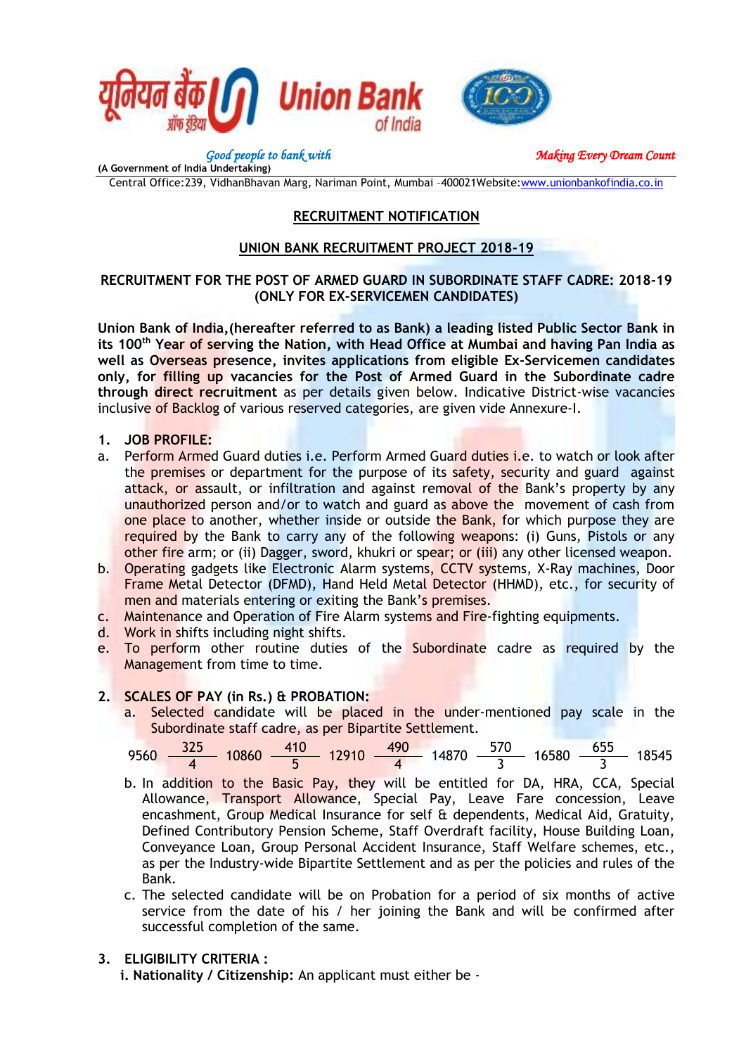यूनियन बैंक ऑफ इंडिया **Union Bank** of India

*Good people to bank with* *Making Every Dream Count*

**(A Government of India Undertaking)**

Central Office:239, VidhanBhavan Marg, Nariman Point, Mumbai -400021Website:www.unionbankofindia.co.in

## RECRUITMENT NOTIFICATION

## UNION BANK RECRUITMENT PROJECT 2018-19

### RECRUITMENT FOR THE POST OF ARMED GUARD IN SUBORDINATE STAFF CADRE: 2018-19 (ONLY FOR EX-SERVICEMEN CANDIDATES)

**Union Bank of India,(hereafter referred to as Bank) a leading listed Public Sector Bank in its 100th Year of serving the Nation, with Head Office at Mumbai and having Pan India as well as Overseas presence, invites applications from eligible Ex-Servicemen candidates only, for filling up vacancies for the Post of Armed Guard in the Subordinate cadre through direct recruitment** as per details given below. Indicative District-wise vacancies inclusive of Backlog of various reserved categories, are given vide Annexure-I.

**1. JOB PROFILE:**

a. Perform Armed Guard duties i.e. Perform Armed Guard duties i.e. to watch or look after the premises or department for the purpose of its safety, security and guard against attack, or assault, or infiltration and against removal of the Bank's property by any unauthorized person and/or to watch and guard as above the movement of cash from one place to another, whether inside or outside the Bank, for which purpose they are required by the Bank to carry any of the following weapons: (i) Guns, Pistols or any other fire arm; or (ii) Dagger, sword, khukri or spear; or (iii) any other licensed weapon.
b. Operating gadgets like Electronic Alarm systems, CCTV systems, X-Ray machines, Door Frame Metal Detector (DFMD), Hand Held Metal Detector (HHMD), etc., for security of men and materials entering or exiting the Bank's premises.
c. Maintenance and Operation of Fire Alarm systems and Fire-fighting equipments.
d. Work in shifts including night shifts.
e. To perform other routine duties of the Subordinate cadre as required by the Management from time to time.

**2. SCALES OF PAY (in Rs.) & PROBATION:**

a. Selected candidate will be placed in the under-mentioned pay scale in the Subordinate staff cadre, as per Bipartite Settlement.

$$9560 \frac{325}{4} 10860 \frac{410}{5} 12910 \frac{490}{4} 14870 \frac{570}{3} 16580 \frac{655}{3} 18545$$

b. In addition to the Basic Pay, they will be entitled for DA, HRA, CCA, Special Allowance, Transport Allowance, Special Pay, Leave Fare concession, Leave encashment, Group Medical Insurance for self & dependents, Medical Aid, Gratuity, Defined Contributory Pension Scheme, Staff Overdraft facility, House Building Loan, Conveyance Loan, Group Personal Accident Insurance, Staff Welfare schemes, etc., as per the Industry-wide Bipartite Settlement and as per the policies and rules of the Bank.

c. The selected candidate will be on Probation for a period of six months of active service from the date of his / her joining the Bank and will be confirmed after successful completion of the same.

**3. ELIGIBILITY CRITERIA :**

**i. Nationality / Citizenship:** An applicant must either be -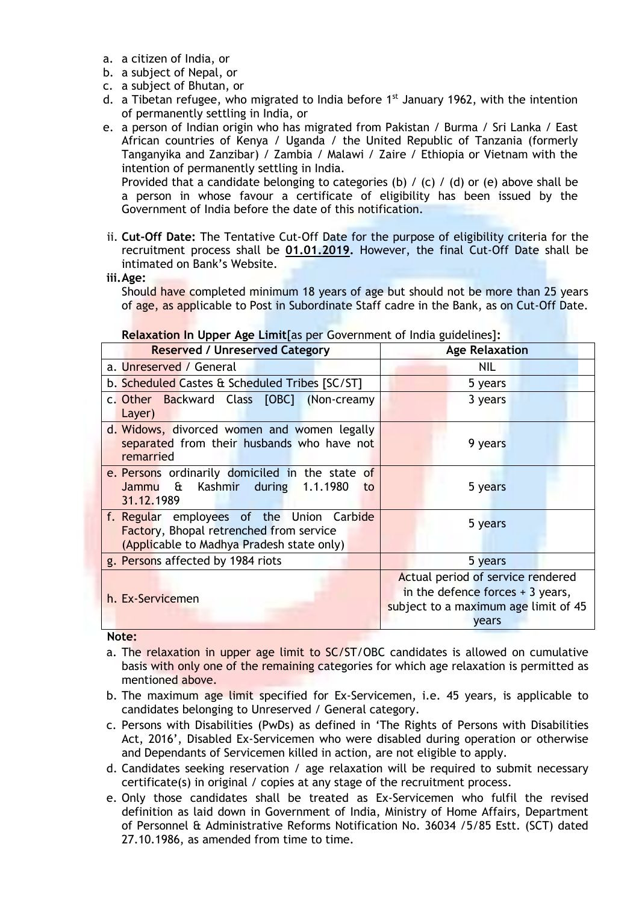a. a citizen of India, or
b. a subject of Nepal, or
c. a subject of Bhutan, or
d. a Tibetan refugee, who migrated to India before 1st January 1962, with the intention of permanently settling in India, or
e. a person of Indian origin who has migrated from Pakistan / Burma / Sri Lanka / East African countries of Kenya / Uganda / the United Republic of Tanzania (formerly Tanganyika and Zanzibar) / Zambia / Malawi / Zaire / Ethiopia or Vietnam with the intention of permanently settling in India.
   Provided that a candidate belonging to categories (b) / (c) / (d) or (e) above shall be a person in whose favour a certificate of eligibility has been issued by the Government of India before the date of this notification.

ii. **Cut-Off Date:** The Tentative Cut-Off Date for the purpose of eligibility criteria for the recruitment process shall be **01.01.2019.** However, the final Cut-Off Date shall be intimated on Bank's Website.

iii. **Age:**
   Should have completed minimum 18 years of age but should not be more than 25 years of age, as applicable to Post in Subordinate Staff cadre in the Bank, as on Cut-Off Date.

   **Relaxation In Upper Age Limit**[as per Government of India guidelines]**:**

| Reserved / Unreserved Category | Age Relaxation |
|---|---|
| a. Unreserved / General | NIL |
| b. Scheduled Castes & Scheduled Tribes [SC/ST] | 5 years |
| c. Other Backward Class [OBC] (Non-creamy Layer) | 3 years |
| d. Widows, divorced women and women legally separated from their husbands who have not remarried | 9 years |
| e. Persons ordinarily domiciled in the state of Jammu & Kashmir during 1.1.1980 to 31.12.1989 | 5 years |
| f. Regular employees of the Union Carbide Factory, Bhopal retrenched from service (Applicable to Madhya Pradesh state only) | 5 years |
| g. Persons affected by 1984 riots | 5 years |
| h. Ex-Servicemen | Actual period of service rendered in the defence forces + 3 years, subject to a maximum age limit of 45 years |

**Note:**

a. The relaxation in upper age limit to SC/ST/OBC candidates is allowed on cumulative basis with only one of the remaining categories for which age relaxation is permitted as mentioned above.
b. The maximum age limit specified for Ex-Servicemen, i.e. 45 years, is applicable to candidates belonging to Unreserved / General category.
c. Persons with Disabilities (PwDs) as defined in 'The Rights of Persons with Disabilities Act, 2016', Disabled Ex-Servicemen who were disabled during operation or otherwise and Dependants of Servicemen killed in action, are not eligible to apply.
d. Candidates seeking reservation / age relaxation will be required to submit necessary certificate(s) in original / copies at any stage of the recruitment process.
e. Only those candidates shall be treated as Ex-Servicemen who fulfil the revised definition as laid down in Government of India, Ministry of Home Affairs, Department of Personnel & Administrative Reforms Notification No. 36034 /5/85 Estt. (SCT) dated 27.10.1986, as amended from time to time.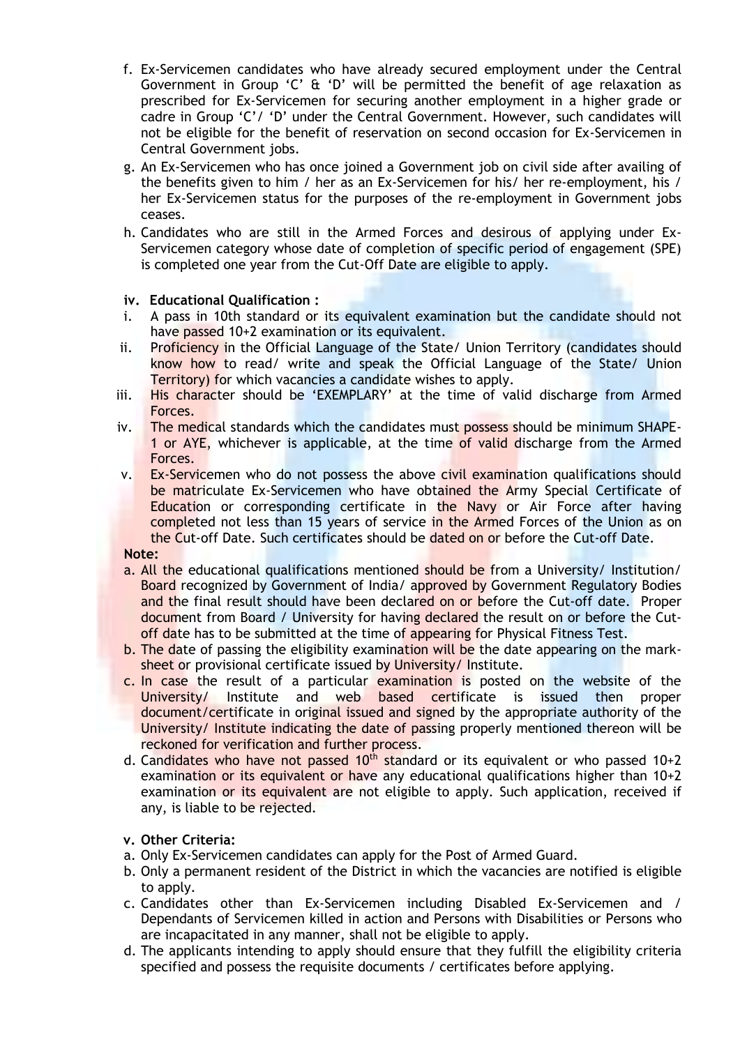f. Ex-Servicemen candidates who have already secured employment under the Central Government in Group 'C' & 'D' will be permitted the benefit of age relaxation as prescribed for Ex-Servicemen for securing another employment in a higher grade or cadre in Group 'C'/ 'D' under the Central Government. However, such candidates will not be eligible for the benefit of reservation on second occasion for Ex-Servicemen in Central Government jobs.

g. An Ex-Servicemen who has once joined a Government job on civil side after availing of the benefits given to him / her as an Ex-Servicemen for his/ her re-employment, his / her Ex-Servicemen status for the purposes of the re-employment in Government jobs ceases.

h. Candidates who are still in the Armed Forces and desirous of applying under Ex-Servicemen category whose date of completion of specific period of engagement (SPE) is completed one year from the Cut-Off Date are eligible to apply.

**iv. Educational Qualification :**

i. A pass in 10th standard or its equivalent examination but the candidate should not have passed 10+2 examination or its equivalent.

ii. Proficiency in the Official Language of the State/ Union Territory (candidates should know how to read/ write and speak the Official Language of the State/ Union Territory) for which vacancies a candidate wishes to apply.

iii. His character should be 'EXEMPLARY' at the time of valid discharge from Armed Forces.

iv. The medical standards which the candidates must possess should be minimum SHAPE-1 or AYE, whichever is applicable, at the time of valid discharge from the Armed Forces.

v. Ex-Servicemen who do not possess the above civil examination qualifications should be matriculate Ex-Servicemen who have obtained the Army Special Certificate of Education or corresponding certificate in the Navy or Air Force after having completed not less than 15 years of service in the Armed Forces of the Union as on the Cut-off Date. Such certificates should be dated on or before the Cut-off Date.

**Note:**

a. All the educational qualifications mentioned should be from a University/ Institution/ Board recognized by Government of India/ approved by Government Regulatory Bodies and the final result should have been declared on or before the Cut-off date. Proper document from Board / University for having declared the result on or before the Cut-off date has to be submitted at the time of appearing for Physical Fitness Test.

b. The date of passing the eligibility examination will be the date appearing on the mark-sheet or provisional certificate issued by University/ Institute.

c. In case the result of a particular examination is posted on the website of the University/ Institute and web based certificate is issued then proper document/certificate in original issued and signed by the appropriate authority of the University/ Institute indicating the date of passing properly mentioned thereon will be reckoned for verification and further process.

d. Candidates who have not passed 10th standard or its equivalent or who passed 10+2 examination or its equivalent or have any educational qualifications higher than 10+2 examination or its equivalent are not eligible to apply. Such application, received if any, is liable to be rejected.

**v. Other Criteria:**

a. Only Ex-Servicemen candidates can apply for the Post of Armed Guard.

b. Only a permanent resident of the District in which the vacancies are notified is eligible to apply.

c. Candidates other than Ex-Servicemen including Disabled Ex-Servicemen and / Dependants of Servicemen killed in action and Persons with Disabilities or Persons who are incapacitated in any manner, shall not be eligible to apply.

d. The applicants intending to apply should ensure that they fulfill the eligibility criteria specified and possess the requisite documents / certificates before applying.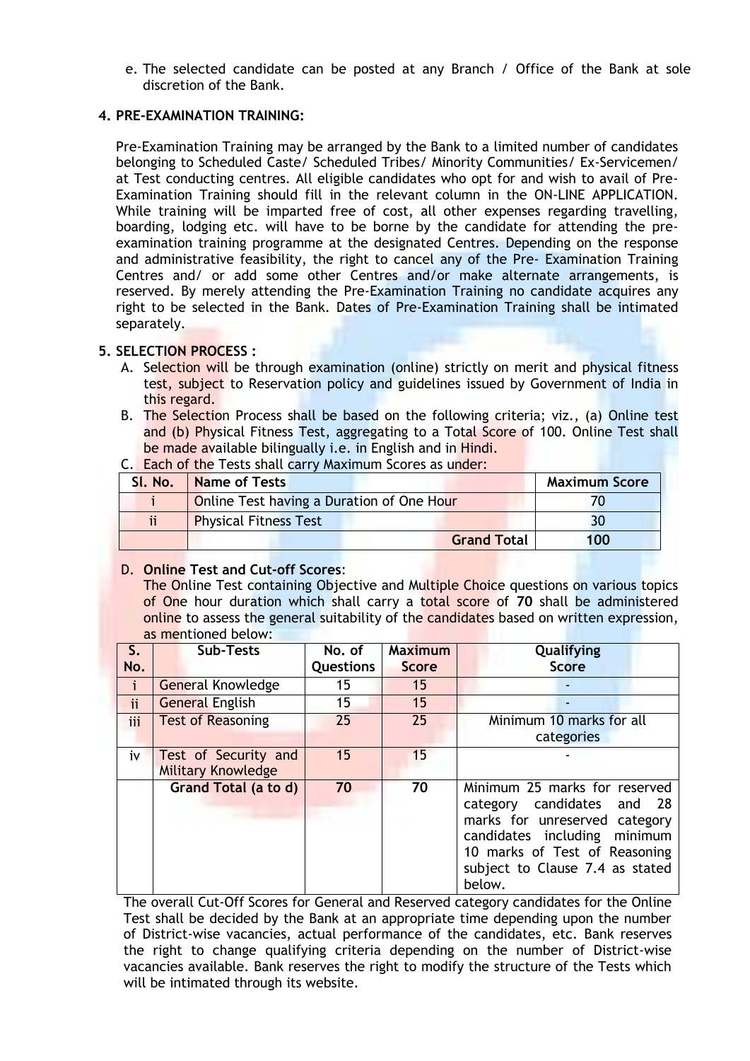e. The selected candidate can be posted at any Branch / Office of the Bank at sole discretion of the Bank.

**4. PRE-EXAMINATION TRAINING:**

Pre-Examination Training may be arranged by the Bank to a limited number of candidates belonging to Scheduled Caste/ Scheduled Tribes/ Minority Communities/ Ex-Servicemen/ at Test conducting centres. All eligible candidates who opt for and wish to avail of Pre-Examination Training should fill in the relevant column in the ON-LINE APPLICATION. While training will be imparted free of cost, all other expenses regarding travelling, boarding, lodging etc. will have to be borne by the candidate for attending the pre-examination training programme at the designated Centres. Depending on the response and administrative feasibility, the right to cancel any of the Pre- Examination Training Centres and/ or add some other Centres and/or make alternate arrangements, is reserved. By merely attending the Pre-Examination Training no candidate acquires any right to be selected in the Bank. Dates of Pre-Examination Training shall be intimated separately.

**5. SELECTION PROCESS :**

A. Selection will be through examination (online) strictly on merit and physical fitness test, subject to Reservation policy and guidelines issued by Government of India in this regard.

B. The Selection Process shall be based on the following criteria; viz., (a) Online test and (b) Physical Fitness Test, aggregating to a Total Score of 100. Online Test shall be made available bilingually i.e. in English and in Hindi.

C. Each of the Tests shall carry Maximum Scores as under:

| Sl. No. | Name of Tests | Maximum Score |
|---|---|---|
| i | Online Test having a Duration of One Hour | 70 |
| ii | Physical Fitness Test | 30 |
| | **Grand Total** | **100** |

D. **Online Test and Cut-off Scores**:

The Online Test containing Objective and Multiple Choice questions on various topics of One hour duration which shall carry a total score of **70** shall be administered online to assess the general suitability of the candidates based on written expression, as mentioned below:

| S. No. | Sub-Tests | No. of Questions | Maximum Score | Qualifying Score |
|---|---|---|---|---|
| i | General Knowledge | 15 | 15 | - |
| ii | General English | 15 | 15 | - |
| iii | Test of Reasoning | 25 | 25 | Minimum 10 marks for all categories |
| iv | Test of Security and Military Knowledge | 15 | 15 | - |
| | **Grand Total (a to d)** | **70** | **70** | Minimum 25 marks for reserved category candidates and 28 marks for unreserved category candidates including minimum 10 marks of Test of Reasoning subject to Clause 7.4 as stated below. |

The overall Cut-Off Scores for General and Reserved category candidates for the Online Test shall be decided by the Bank at an appropriate time depending upon the number of District-wise vacancies, actual performance of the candidates, etc. Bank reserves the right to change qualifying criteria depending on the number of District-wise vacancies available. Bank reserves the right to modify the structure of the Tests which will be intimated through its website.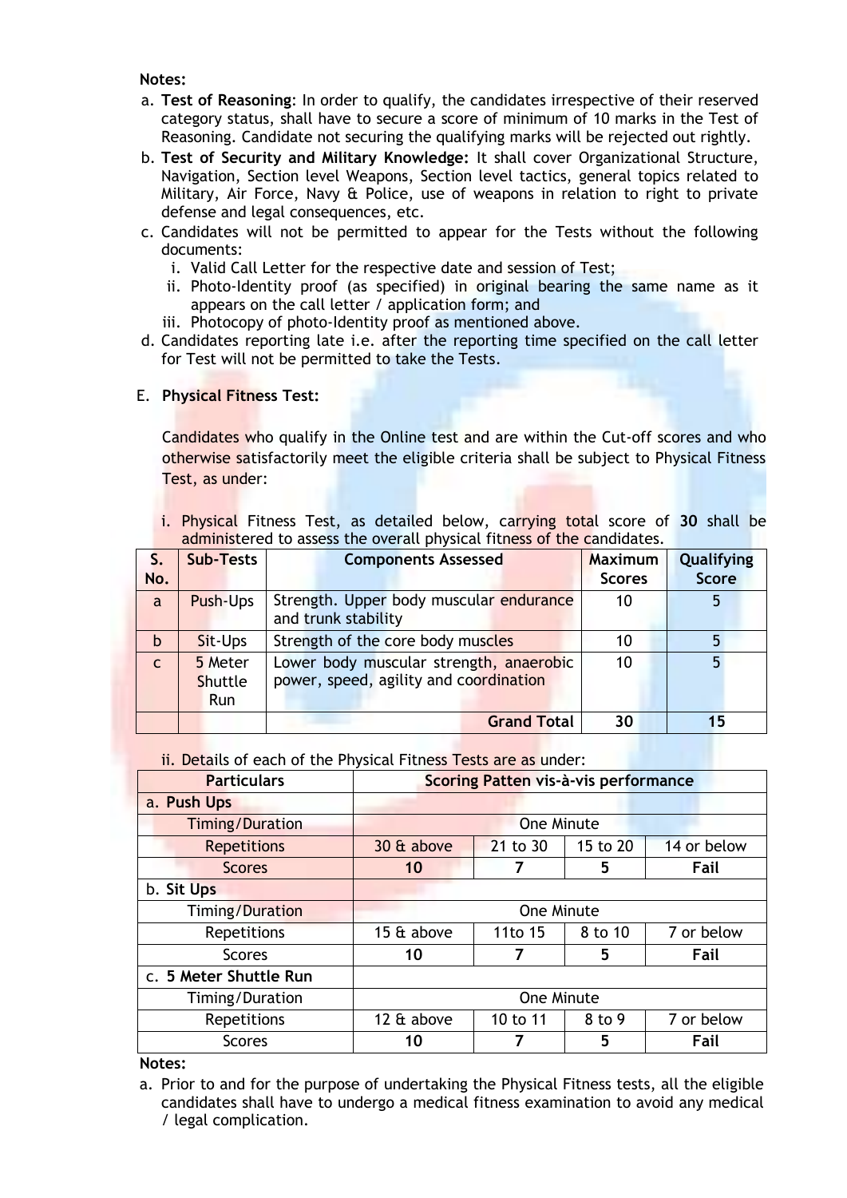**Notes:**

a. **Test of Reasoning**: In order to qualify, the candidates irrespective of their reserved category status, shall have to secure a score of minimum of 10 marks in the Test of Reasoning. Candidate not securing the qualifying marks will be rejected out rightly.
b. **Test of Security and Military Knowledge:** It shall cover Organizational Structure, Navigation, Section level Weapons, Section level tactics, general topics related to Military, Air Force, Navy & Police, use of weapons in relation to right to private defense and legal consequences, etc.
c. Candidates will not be permitted to appear for the Tests without the following documents:
   i. Valid Call Letter for the respective date and session of Test;
   ii. Photo-Identity proof (as specified) in original bearing the same name as it appears on the call letter / application form; and
   iii. Photocopy of photo-Identity proof as mentioned above.
d. Candidates reporting late i.e. after the reporting time specified on the call letter for Test will not be permitted to take the Tests.

E. **Physical Fitness Test:**

Candidates who qualify in the Online test and are within the Cut-off scores and who otherwise satisfactorily meet the eligible criteria shall be subject to Physical Fitness Test, as under:

i. Physical Fitness Test, as detailed below, carrying total score of **30** shall be administered to assess the overall physical fitness of the candidates.

| S. No. | Sub-Tests | Components Assessed | Maximum Scores | Qualifying Score |
|---|---|---|---|---|
| a | Push-Ups | Strength. Upper body muscular endurance and trunk stability | 10 | 5 |
| b | Sit-Ups | Strength of the core body muscles | 10 | 5 |
| c | 5 Meter Shuttle Run | Lower body muscular strength, anaerobic power, speed, agility and coordination | 10 | 5 |
| | | **Grand Total** | **30** | **15** |

ii. Details of each of the Physical Fitness Tests are as under:

| Particulars | Scoring Patten vis-à-vis performance | | | |
|---|---|---|---|---|
| a. **Push Ups** | | | | |
| Timing/Duration | One Minute | | | |
| Repetitions | 30 & above | 21 to 30 | 15 to 20 | 14 or below |
| Scores | **10** | **7** | **5** | **Fail** |
| b. **Sit Ups** | | | | |
| Timing/Duration | One Minute | | | |
| Repetitions | 15 & above | 11to 15 | 8 to 10 | 7 or below |
| Scores | **10** | **7** | **5** | **Fail** |
| c. **5 Meter Shuttle Run** | | | | |
| Timing/Duration | One Minute | | | |
| Repetitions | 12 & above | 10 to 11 | 8 to 9 | 7 or below |
| Scores | **10** | **7** | **5** | **Fail** |

**Notes:**

a. Prior to and for the purpose of undertaking the Physical Fitness tests, all the eligible candidates shall have to undergo a medical fitness examination to avoid any medical / legal complication.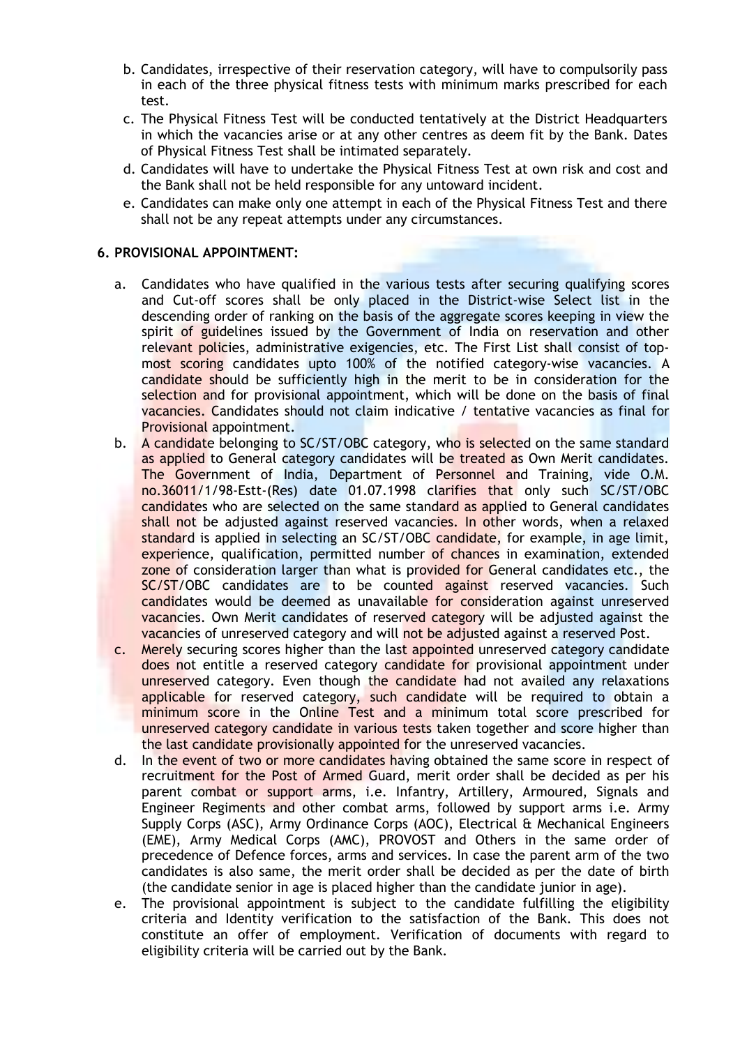b. Candidates, irrespective of their reservation category, will have to compulsorily pass in each of the three physical fitness tests with minimum marks prescribed for each test.

c. The Physical Fitness Test will be conducted tentatively at the District Headquarters in which the vacancies arise or at any other centres as deem fit by the Bank. Dates of Physical Fitness Test shall be intimated separately.

d. Candidates will have to undertake the Physical Fitness Test at own risk and cost and the Bank shall not be held responsible for any untoward incident.

e. Candidates can make only one attempt in each of the Physical Fitness Test and there shall not be any repeat attempts under any circumstances.

**6. PROVISIONAL APPOINTMENT:**

a. Candidates who have qualified in the various tests after securing qualifying scores and Cut-off scores shall be only placed in the District-wise Select list in the descending order of ranking on the basis of the aggregate scores keeping in view the spirit of guidelines issued by the Government of India on reservation and other relevant policies, administrative exigencies, etc. The First List shall consist of top-most scoring candidates upto 100% of the notified category-wise vacancies. A candidate should be sufficiently high in the merit to be in consideration for the selection and for provisional appointment, which will be done on the basis of final vacancies. Candidates should not claim indicative / tentative vacancies as final for Provisional appointment.

b. A candidate belonging to SC/ST/OBC category, who is selected on the same standard as applied to General category candidates will be treated as Own Merit candidates. The Government of India, Department of Personnel and Training, vide O.M. no.36011/1/98-Estt-(Res) date 01.07.1998 clarifies that only such SC/ST/OBC candidates who are selected on the same standard as applied to General candidates shall not be adjusted against reserved vacancies. In other words, when a relaxed standard is applied in selecting an SC/ST/OBC candidate, for example, in age limit, experience, qualification, permitted number of chances in examination, extended zone of consideration larger than what is provided for General candidates etc., the SC/ST/OBC candidates are to be counted against reserved vacancies. Such candidates would be deemed as unavailable for consideration against unreserved vacancies. Own Merit candidates of reserved category will be adjusted against the vacancies of unreserved category and will not be adjusted against a reserved Post.

c. Merely securing scores higher than the last appointed unreserved category candidate does not entitle a reserved category candidate for provisional appointment under unreserved category. Even though the candidate had not availed any relaxations applicable for reserved category, such candidate will be required to obtain a minimum score in the Online Test and a minimum total score prescribed for unreserved category candidate in various tests taken together and score higher than the last candidate provisionally appointed for the unreserved vacancies.

d. In the event of two or more candidates having obtained the same score in respect of recruitment for the Post of Armed Guard, merit order shall be decided as per his parent combat or support arms, i.e. Infantry, Artillery, Armoured, Signals and Engineer Regiments and other combat arms, followed by support arms i.e. Army Supply Corps (ASC), Army Ordinance Corps (AOC), Electrical & Mechanical Engineers (EME), Army Medical Corps (AMC), PROVOST and Others in the same order of precedence of Defence forces, arms and services. In case the parent arm of the two candidates is also same, the merit order shall be decided as per the date of birth (the candidate senior in age is placed higher than the candidate junior in age).

e. The provisional appointment is subject to the candidate fulfilling the eligibility criteria and Identity verification to the satisfaction of the Bank. This does not constitute an offer of employment. Verification of documents with regard to eligibility criteria will be carried out by the Bank.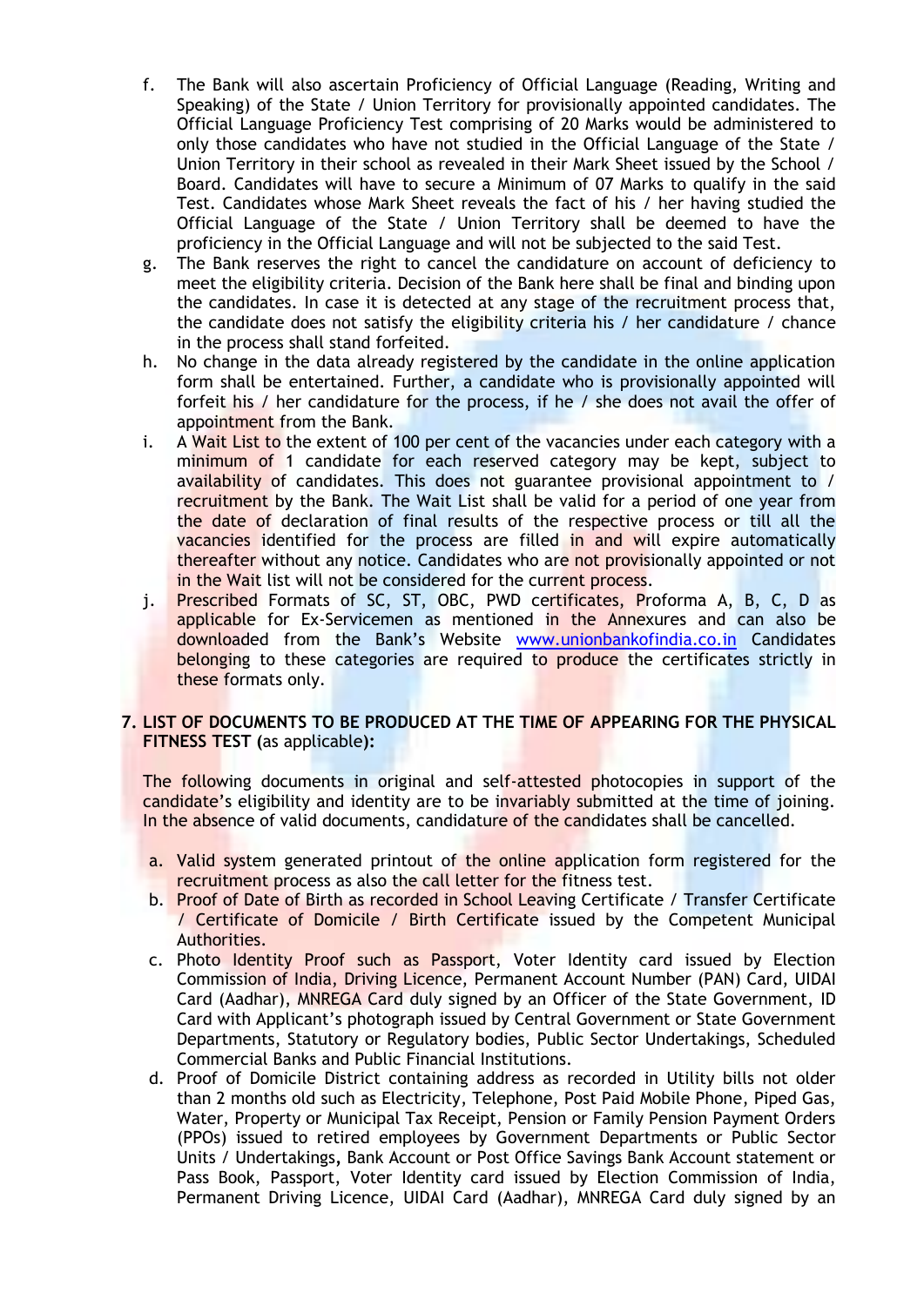f. The Bank will also ascertain Proficiency of Official Language (Reading, Writing and Speaking) of the State / Union Territory for provisionally appointed candidates. The Official Language Proficiency Test comprising of 20 Marks would be administered to only those candidates who have not studied in the Official Language of the State / Union Territory in their school as revealed in their Mark Sheet issued by the School / Board. Candidates will have to secure a Minimum of 07 Marks to qualify in the said Test. Candidates whose Mark Sheet reveals the fact of his / her having studied the Official Language of the State / Union Territory shall be deemed to have the proficiency in the Official Language and will not be subjected to the said Test.

g. The Bank reserves the right to cancel the candidature on account of deficiency to meet the eligibility criteria. Decision of the Bank here shall be final and binding upon the candidates. In case it is detected at any stage of the recruitment process that, the candidate does not satisfy the eligibility criteria his / her candidature / chance in the process shall stand forfeited.

h. No change in the data already registered by the candidate in the online application form shall be entertained. Further, a candidate who is provisionally appointed will forfeit his / her candidature for the process, if he / she does not avail the offer of appointment from the Bank.

i. A Wait List to the extent of 100 per cent of the vacancies under each category with a minimum of 1 candidate for each reserved category may be kept, subject to availability of candidates. This does not guarantee provisional appointment to / recruitment by the Bank. The Wait List shall be valid for a period of one year from the date of declaration of final results of the respective process or till all the vacancies identified for the process are filled in and will expire automatically thereafter without any notice. Candidates who are not provisionally appointed or not in the Wait list will not be considered for the current process.

j. Prescribed Formats of SC, ST, OBC, PWD certificates, Proforma A, B, C, D as applicable for Ex-Servicemen as mentioned in the Annexures and can also be downloaded from the Bank's Website www.unionbankofindia.co.in Candidates belonging to these categories are required to produce the certificates strictly in these formats only.

**7. LIST OF DOCUMENTS TO BE PRODUCED AT THE TIME OF APPEARING FOR THE PHYSICAL FITNESS TEST (**as applicable**):**

The following documents in original and self-attested photocopies in support of the candidate's eligibility and identity are to be invariably submitted at the time of joining. In the absence of valid documents, candidature of the candidates shall be cancelled.

a. Valid system generated printout of the online application form registered for the recruitment process as also the call letter for the fitness test.

b. Proof of Date of Birth as recorded in School Leaving Certificate / Transfer Certificate / Certificate of Domicile / Birth Certificate issued by the Competent Municipal Authorities.

c. Photo Identity Proof such as Passport, Voter Identity card issued by Election Commission of India, Driving Licence, Permanent Account Number (PAN) Card, UIDAI Card (Aadhar), MNREGA Card duly signed by an Officer of the State Government, ID Card with Applicant's photograph issued by Central Government or State Government Departments, Statutory or Regulatory bodies, Public Sector Undertakings, Scheduled Commercial Banks and Public Financial Institutions.

d. Proof of Domicile District containing address as recorded in Utility bills not older than 2 months old such as Electricity, Telephone, Post Paid Mobile Phone, Piped Gas, Water, Property or Municipal Tax Receipt, Pension or Family Pension Payment Orders (PPOs) issued to retired employees by Government Departments or Public Sector Units / Undertakings, Bank Account or Post Office Savings Bank Account statement or Pass Book, Passport, Voter Identity card issued by Election Commission of India, Permanent Driving Licence, UIDAI Card (Aadhar), MNREGA Card duly signed by an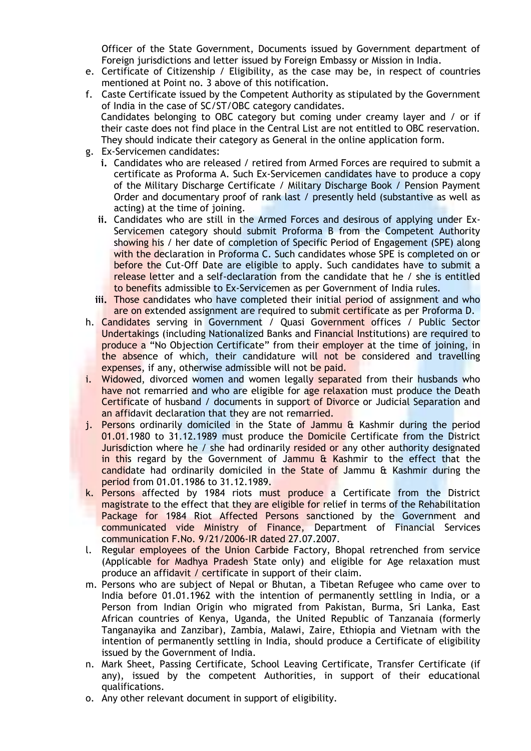Officer of the State Government, Documents issued by Government department of Foreign jurisdictions and letter issued by Foreign Embassy or Mission in India.

e. Certificate of Citizenship / Eligibility, as the case may be, in respect of countries mentioned at Point no. 3 above of this notification.

f. Caste Certificate issued by the Competent Authority as stipulated by the Government of India in the case of SC/ST/OBC category candidates.
   Candidates belonging to OBC category but coming under creamy layer and / or if their caste does not find place in the Central List are not entitled to OBC reservation. They should indicate their category as General in the online application form.

g. Ex-Servicemen candidates:
   - **i.** Candidates who are released / retired from Armed Forces are required to submit a certificate as Proforma A. Such Ex-Servicemen candidates have to produce a copy of the Military Discharge Certificate / Military Discharge Book / Pension Payment Order and documentary proof of rank last / presently held (substantive as well as acting) at the time of joining.
   - **ii.** Candidates who are still in the Armed Forces and desirous of applying under Ex-Servicemen category should submit Proforma B from the Competent Authority showing his / her date of completion of Specific Period of Engagement (SPE) along with the declaration in Proforma C. Such candidates whose SPE is completed on or before the Cut-Off Date are eligible to apply. Such candidates have to submit a release letter and a self-declaration from the candidate that he / she is entitled to benefits admissible to Ex-Servicemen as per Government of India rules.
   - **iii.** Those candidates who have completed their initial period of assignment and who are on extended assignment are required to submit certificate as per Proforma D.

h. Candidates serving in Government / Quasi Government offices / Public Sector Undertakings (including Nationalized Banks and Financial Institutions) are required to produce a "No Objection Certificate" from their employer at the time of joining, in the absence of which, their candidature will not be considered and travelling expenses, if any, otherwise admissible will not be paid.

i. Widowed, divorced women and women legally separated from their husbands who have not remarried and who are eligible for age relaxation must produce the Death Certificate of husband / documents in support of Divorce or Judicial Separation and an affidavit declaration that they are not remarried.

j. Persons ordinarily domiciled in the State of Jammu & Kashmir during the period 01.01.1980 to 31.12.1989 must produce the Domicile Certificate from the District Jurisdiction where he / she had ordinarily resided or any other authority designated in this regard by the Government of Jammu & Kashmir to the effect that the candidate had ordinarily domiciled in the State of Jammu & Kashmir during the period from 01.01.1986 to 31.12.1989.

k. Persons affected by 1984 riots must produce a Certificate from the District magistrate to the effect that they are eligible for relief in terms of the Rehabilitation Package for 1984 Riot Affected Persons sanctioned by the Government and communicated vide Ministry of Finance, Department of Financial Services communication F.No. 9/21/2006-IR dated 27.07.2007.

l. Regular employees of the Union Carbide Factory, Bhopal retrenched from service (Applicable for Madhya Pradesh State only) and eligible for Age relaxation must produce an affidavit / certificate in support of their claim.

m. Persons who are subject of Nepal or Bhutan, a Tibetan Refugee who came over to India before 01.01.1962 with the intention of permanently settling in India, or a Person from Indian Origin who migrated from Pakistan, Burma, Sri Lanka, East African countries of Kenya, Uganda, the United Republic of Tanzanaia (formerly Tanganayika and Zanzibar), Zambia, Malawi, Zaire, Ethiopia and Vietnam with the intention of permanently settling in India, should produce a Certificate of eligibility issued by the Government of India.

n. Mark Sheet, Passing Certificate, School Leaving Certificate, Transfer Certificate (if any), issued by the competent Authorities, in support of their educational qualifications.

o. Any other relevant document in support of eligibility.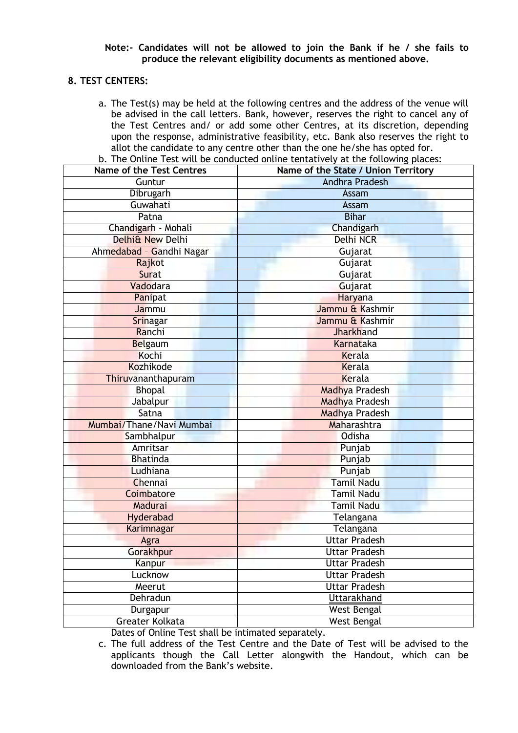**Note:- Candidates will not be allowed to join the Bank if he / she fails to produce the relevant eligibility documents as mentioned above.**

## 8. TEST CENTERS:

a. The Test(s) may be held at the following centres and the address of the venue will be advised in the call letters. Bank, however, reserves the right to cancel any of the Test Centres and/ or add some other Centres, at its discretion, depending upon the response, administrative feasibility, etc. Bank also reserves the right to allot the candidate to any centre other than the one he/she has opted for.

b. The Online Test will be conducted online tentatively at the following places:

| Name of the Test Centres | Name of the State / Union Territory |
|---|---|
| Guntur | Andhra Pradesh |
| Dibrugarh | Assam |
| Guwahati | Assam |
| Patna | Bihar |
| Chandigarh - Mohali | Chandigarh |
| Delhi& New Delhi | Delhi NCR |
| Ahmedabad – Gandhi Nagar | Gujarat |
| Rajkot | Gujarat |
| Surat | Gujarat |
| Vadodara | Gujarat |
| Panipat | Haryana |
| Jammu | Jammu & Kashmir |
| Srinagar | Jammu & Kashmir |
| Ranchi | Jharkhand |
| Belgaum | Karnataka |
| Kochi | Kerala |
| Kozhikode | Kerala |
| Thiruvananthapuram | Kerala |
| Bhopal | Madhya Pradesh |
| Jabalpur | Madhya Pradesh |
| Satna | Madhya Pradesh |
| Mumbai/Thane/Navi Mumbai | Maharashtra |
| Sambhalpur | Odisha |
| Amritsar | Punjab |
| Bhatinda | Punjab |
| Ludhiana | Punjab |
| Chennai | Tamil Nadu |
| Coimbatore | Tamil Nadu |
| Madurai | Tamil Nadu |
| Hyderabad | Telangana |
| Karimnagar | Telangana |
| Agra | Uttar Pradesh |
| Gorakhpur | Uttar Pradesh |
| Kanpur | Uttar Pradesh |
| Lucknow | Uttar Pradesh |
| Meerut | Uttar Pradesh |
| Dehradun | Uttarakhand |
| Durgapur | West Bengal |
| Greater Kolkata | West Bengal |

Dates of Online Test shall be intimated separately.

c. The full address of the Test Centre and the Date of Test will be advised to the applicants though the Call Letter alongwith the Handout, which can be downloaded from the Bank's website.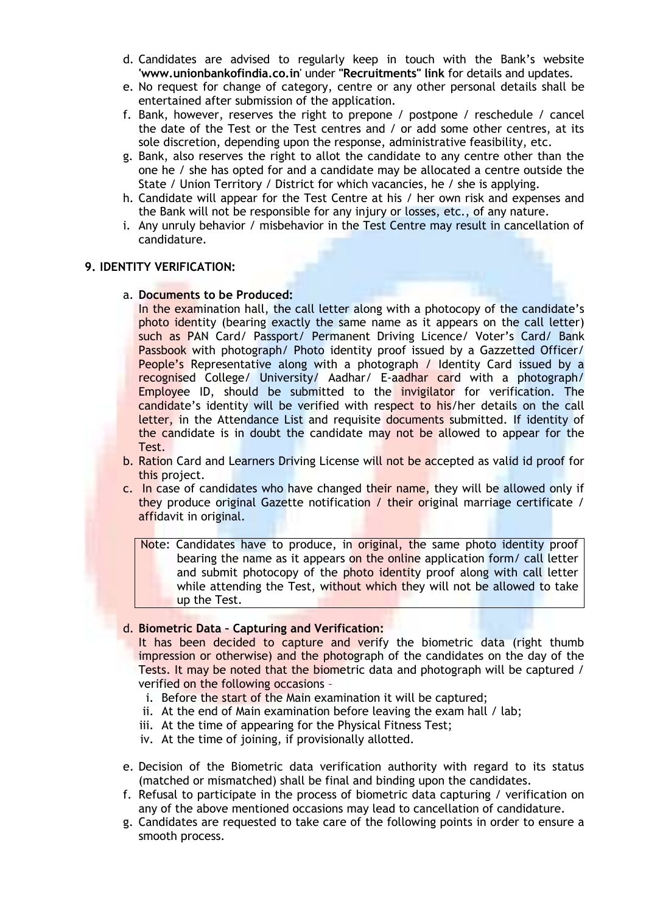d. Candidates are advised to regularly keep in touch with the Bank's website '**www.unionbankofindia.co.in**' under **"Recruitments" link** for details and updates.

e. No request for change of category, centre or any other personal details shall be entertained after submission of the application.

f. Bank, however, reserves the right to prepone / postpone / reschedule / cancel the date of the Test or the Test centres and / or add some other centres, at its sole discretion, depending upon the response, administrative feasibility, etc.

g. Bank, also reserves the right to allot the candidate to any centre other than the one he / she has opted for and a candidate may be allocated a centre outside the State / Union Territory / District for which vacancies, he / she is applying.

h. Candidate will appear for the Test Centre at his / her own risk and expenses and the Bank will not be responsible for any injury or losses, etc., of any nature.

i. Any unruly behavior / misbehavior in the Test Centre may result in cancellation of candidature.

## 9. IDENTITY VERIFICATION:

a. **Documents to be Produced:**
In the examination hall, the call letter along with a photocopy of the candidate's photo identity (bearing exactly the same name as it appears on the call letter) such as PAN Card/ Passport/ Permanent Driving Licence/ Voter's Card/ Bank Passbook with photograph/ Photo identity proof issued by a Gazzetted Officer/ People's Representative along with a photograph / Identity Card issued by a recognised College/ University/ Aadhar/ E-aadhar card with a photograph/ Employee ID, should be submitted to the invigilator for verification. The candidate's identity will be verified with respect to his/her details on the call letter, in the Attendance List and requisite documents submitted. If identity of the candidate is in doubt the candidate may not be allowed to appear for the Test.

b. Ration Card and Learners Driving License will not be accepted as valid id proof for this project.

c. In case of candidates who have changed their name, they will be allowed only if they produce original Gazette notification / their original marriage certificate / affidavit in original.

> Note: Candidates have to produce, in original, the same photo identity proof bearing the name as it appears on the online application form/ call letter and submit photocopy of the photo identity proof along with call letter while attending the Test, without which they will not be allowed to take up the Test.

d. **Biometric Data – Capturing and Verification:**
It has been decided to capture and verify the biometric data (right thumb impression or otherwise) and the photograph of the candidates on the day of the Tests. It may be noted that the biometric data and photograph will be captured / verified on the following occasions –

i. Before the start of the Main examination it will be captured;
ii. At the end of Main examination before leaving the exam hall / lab;
iii. At the time of appearing for the Physical Fitness Test;
iv. At the time of joining, if provisionally allotted.

e. Decision of the Biometric data verification authority with regard to its status (matched or mismatched) shall be final and binding upon the candidates.

f. Refusal to participate in the process of biometric data capturing / verification on any of the above mentioned occasions may lead to cancellation of candidature.

g. Candidates are requested to take care of the following points in order to ensure a smooth process.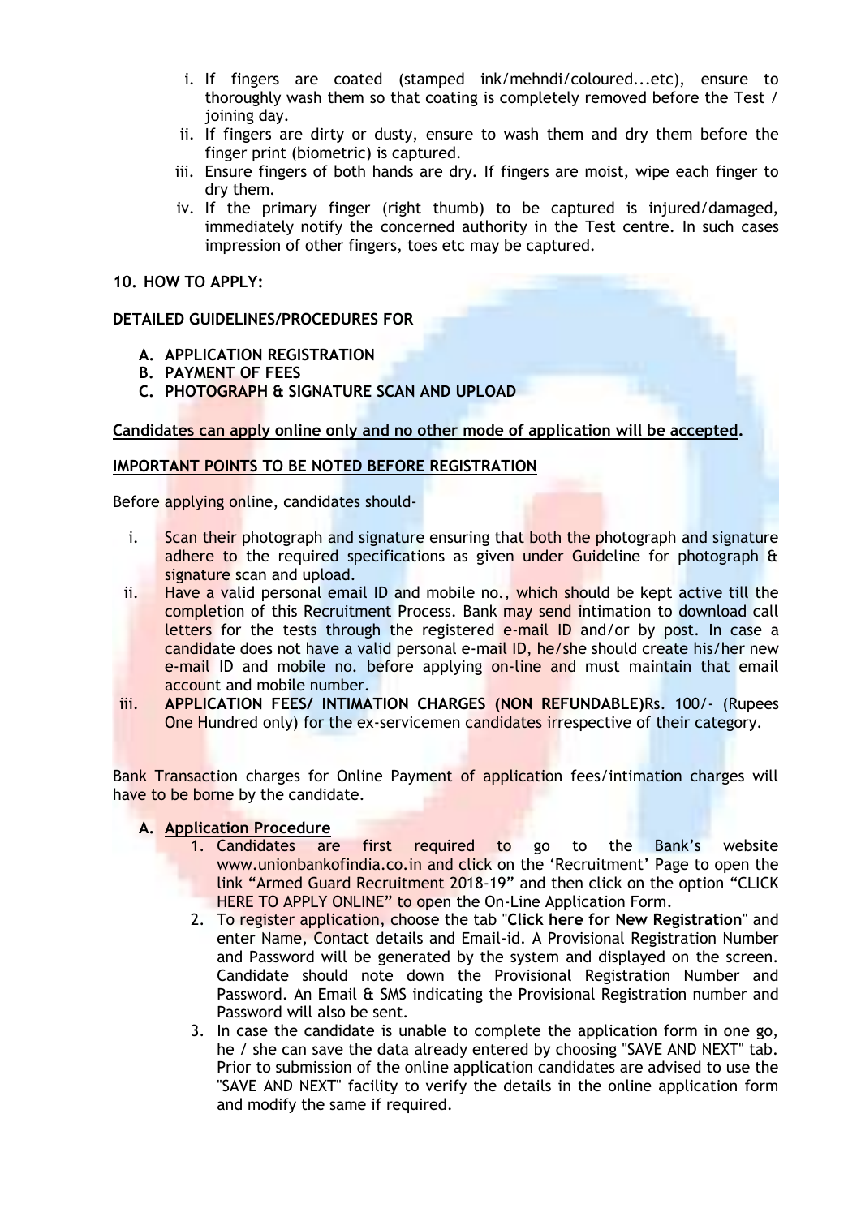i. If fingers are coated (stamped ink/mehndi/coloured...etc), ensure to thoroughly wash them so that coating is completely removed before the Test / joining day.
ii. If fingers are dirty or dusty, ensure to wash them and dry them before the finger print (biometric) is captured.
iii. Ensure fingers of both hands are dry. If fingers are moist, wipe each finger to dry them.
iv. If the primary finger (right thumb) to be captured is injured/damaged, immediately notify the concerned authority in the Test centre. In such cases impression of other fingers, toes etc may be captured.

**10. HOW TO APPLY:**

**DETAILED GUIDELINES/PROCEDURES FOR**

**A. APPLICATION REGISTRATION**
**B. PAYMENT OF FEES**
**C. PHOTOGRAPH & SIGNATURE SCAN AND UPLOAD**

**Candidates can apply online only and no other mode of application will be accepted.**

**IMPORTANT POINTS TO BE NOTED BEFORE REGISTRATION**

Before applying online, candidates should-

i. Scan their photograph and signature ensuring that both the photograph and signature adhere to the required specifications as given under Guideline for photograph & signature scan and upload.
ii. Have a valid personal email ID and mobile no., which should be kept active till the completion of this Recruitment Process. Bank may send intimation to download call letters for the tests through the registered e-mail ID and/or by post. In case a candidate does not have a valid personal e-mail ID, he/she should create his/her new e-mail ID and mobile no. before applying on-line and must maintain that email account and mobile number.
iii. **APPLICATION FEES/ INTIMATION CHARGES (NON REFUNDABLE)**Rs. 100/- (Rupees One Hundred only) for the ex-servicemen candidates irrespective of their category.

Bank Transaction charges for Online Payment of application fees/intimation charges will have to be borne by the candidate.

**A. Application Procedure**

1. Candidates are first required to go to the Bank's website www.unionbankofindia.co.in and click on the 'Recruitment' Page to open the link "Armed Guard Recruitment 2018-19" and then click on the option "CLICK HERE TO APPLY ONLINE" to open the On-Line Application Form.
2. To register application, choose the tab "**Click here for New Registration**" and enter Name, Contact details and Email-id. A Provisional Registration Number and Password will be generated by the system and displayed on the screen. Candidate should note down the Provisional Registration Number and Password. An Email & SMS indicating the Provisional Registration number and Password will also be sent.
3. In case the candidate is unable to complete the application form in one go, he / she can save the data already entered by choosing "SAVE AND NEXT" tab. Prior to submission of the online application candidates are advised to use the "SAVE AND NEXT" facility to verify the details in the online application form and modify the same if required.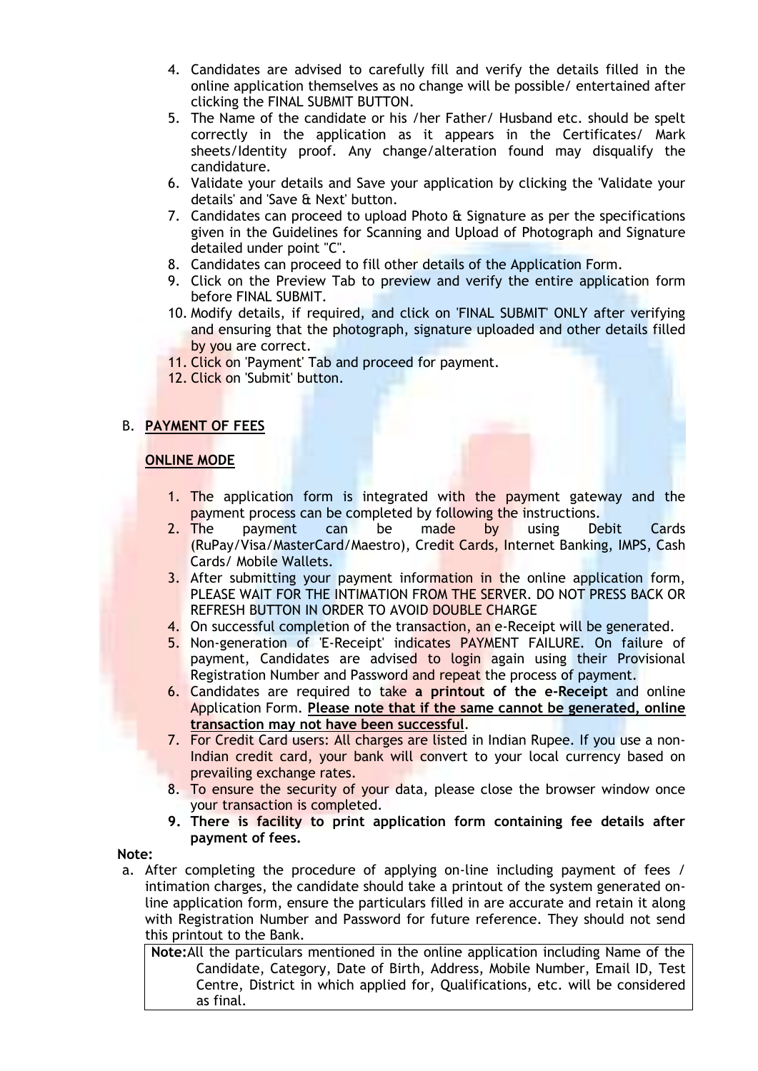4. Candidates are advised to carefully fill and verify the details filled in the online application themselves as no change will be possible/ entertained after clicking the FINAL SUBMIT BUTTON.
5. The Name of the candidate or his /her Father/ Husband etc. should be spelt correctly in the application as it appears in the Certificates/ Mark sheets/Identity proof. Any change/alteration found may disqualify the candidature.
6. Validate your details and Save your application by clicking the 'Validate your details' and 'Save & Next' button.
7. Candidates can proceed to upload Photo & Signature as per the specifications given in the Guidelines for Scanning and Upload of Photograph and Signature detailed under point "C".
8. Candidates can proceed to fill other details of the Application Form.
9. Click on the Preview Tab to preview and verify the entire application form before FINAL SUBMIT.
10. Modify details, if required, and click on 'FINAL SUBMIT' ONLY after verifying and ensuring that the photograph, signature uploaded and other details filled by you are correct.
11. Click on 'Payment' Tab and proceed for payment.
12. Click on 'Submit' button.

B. **<u>PAYMENT OF FEES</u>**

**<u>ONLINE MODE</u>**

1. The application form is integrated with the payment gateway and the payment process can be completed by following the instructions.
2. The payment can be made by using Debit Cards (RuPay/Visa/MasterCard/Maestro), Credit Cards, Internet Banking, IMPS, Cash Cards/ Mobile Wallets.
3. After submitting your payment information in the online application form, PLEASE WAIT FOR THE INTIMATION FROM THE SERVER. DO NOT PRESS BACK OR REFRESH BUTTON IN ORDER TO AVOID DOUBLE CHARGE
4. On successful completion of the transaction, an e-Receipt will be generated.
5. Non-generation of 'E-Receipt' indicates PAYMENT FAILURE. On failure of payment, Candidates are advised to login again using their Provisional Registration Number and Password and repeat the process of payment.
6. Candidates are required to take **a printout of the e-Receipt** and online Application Form. **<u>Please note that if the same cannot be generated, online transaction may not have been successful</u>**.
7. For Credit Card users: All charges are listed in Indian Rupee. If you use a non-Indian credit card, your bank will convert to your local currency based on prevailing exchange rates.
8. To ensure the security of your data, please close the browser window once your transaction is completed.
9. **There is facility to print application form containing fee details after payment of fees.**

**Note:**

a. After completing the procedure of applying on-line including payment of fees / intimation charges, the candidate should take a printout of the system generated on-line application form, ensure the particulars filled in are accurate and retain it along with Registration Number and Password for future reference. They should not send this printout to the Bank.

**Note:** All the particulars mentioned in the online application including Name of the Candidate, Category, Date of Birth, Address, Mobile Number, Email ID, Test Centre, District in which applied for, Qualifications, etc. will be considered as final.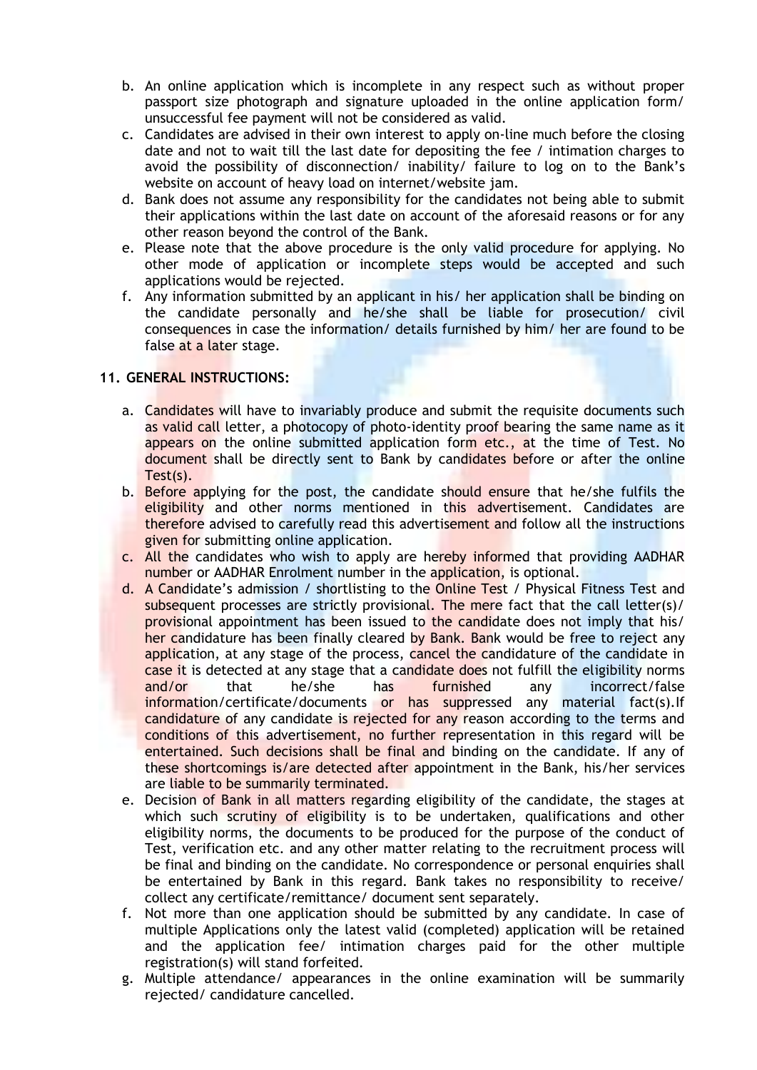b. An online application which is incomplete in any respect such as without proper passport size photograph and signature uploaded in the online application form/ unsuccessful fee payment will not be considered as valid.
c. Candidates are advised in their own interest to apply on-line much before the closing date and not to wait till the last date for depositing the fee / intimation charges to avoid the possibility of disconnection/ inability/ failure to log on to the Bank's website on account of heavy load on internet/website jam.
d. Bank does not assume any responsibility for the candidates not being able to submit their applications within the last date on account of the aforesaid reasons or for any other reason beyond the control of the Bank.
e. Please note that the above procedure is the only valid procedure for applying. No other mode of application or incomplete steps would be accepted and such applications would be rejected.
f. Any information submitted by an applicant in his/ her application shall be binding on the candidate personally and he/she shall be liable for prosecution/ civil consequences in case the information/ details furnished by him/ her are found to be false at a later stage.

**11. GENERAL INSTRUCTIONS:**

a. Candidates will have to invariably produce and submit the requisite documents such as valid call letter, a photocopy of photo-identity proof bearing the same name as it appears on the online submitted application form etc., at the time of Test. No document shall be directly sent to Bank by candidates before or after the online Test(s).
b. Before applying for the post, the candidate should ensure that he/she fulfils the eligibility and other norms mentioned in this advertisement. Candidates are therefore advised to carefully read this advertisement and follow all the instructions given for submitting online application.
c. All the candidates who wish to apply are hereby informed that providing AADHAR number or AADHAR Enrolment number in the application, is optional.
d. A Candidate's admission / shortlisting to the Online Test / Physical Fitness Test and subsequent processes are strictly provisional. The mere fact that the call letter(s)/ provisional appointment has been issued to the candidate does not imply that his/ her candidature has been finally cleared by Bank. Bank would be free to reject any application, at any stage of the process, cancel the candidature of the candidate in case it is detected at any stage that a candidate does not fulfill the eligibility norms and/or that he/she has furnished any incorrect/false information/certificate/documents or has suppressed any material fact(s).If candidature of any candidate is rejected for any reason according to the terms and conditions of this advertisement, no further representation in this regard will be entertained. Such decisions shall be final and binding on the candidate. If any of these shortcomings is/are detected after appointment in the Bank, his/her services are liable to be summarily terminated.
e. Decision of Bank in all matters regarding eligibility of the candidate, the stages at which such scrutiny of eligibility is to be undertaken, qualifications and other eligibility norms, the documents to be produced for the purpose of the conduct of Test, verification etc. and any other matter relating to the recruitment process will be final and binding on the candidate. No correspondence or personal enquiries shall be entertained by Bank in this regard. Bank takes no responsibility to receive/ collect any certificate/remittance/ document sent separately.
f. Not more than one application should be submitted by any candidate. In case of multiple Applications only the latest valid (completed) application will be retained and the application fee/ intimation charges paid for the other multiple registration(s) will stand forfeited.
g. Multiple attendance/ appearances in the online examination will be summarily rejected/ candidature cancelled.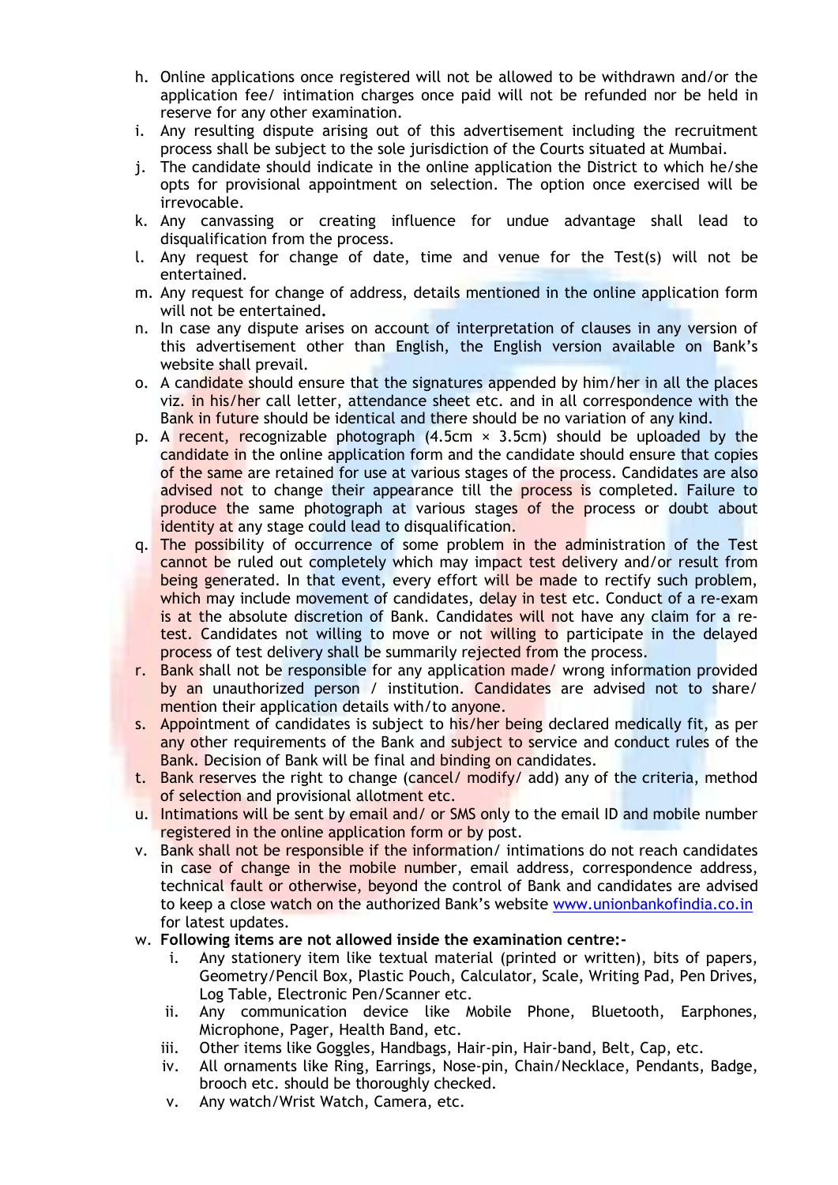h. Online applications once registered will not be allowed to be withdrawn and/or the application fee/ intimation charges once paid will not be refunded nor be held in reserve for any other examination.

i. Any resulting dispute arising out of this advertisement including the recruitment process shall be subject to the sole jurisdiction of the Courts situated at Mumbai.

j. The candidate should indicate in the online application the District to which he/she opts for provisional appointment on selection. The option once exercised will be irrevocable.

k. Any canvassing or creating influence for undue advantage shall lead to disqualification from the process.

l. Any request for change of date, time and venue for the Test(s) will not be entertained.

m. Any request for change of address, details mentioned in the online application form will not be entertained**.**

n. In case any dispute arises on account of interpretation of clauses in any version of this advertisement other than English, the English version available on Bank's website shall prevail.

o. A candidate should ensure that the signatures appended by him/her in all the places viz. in his/her call letter, attendance sheet etc. and in all correspondence with the Bank in future should be identical and there should be no variation of any kind.

p. A recent, recognizable photograph (4.5cm × 3.5cm) should be uploaded by the candidate in the online application form and the candidate should ensure that copies of the same are retained for use at various stages of the process. Candidates are also advised not to change their appearance till the process is completed. Failure to produce the same photograph at various stages of the process or doubt about identity at any stage could lead to disqualification.

q. The possibility of occurrence of some problem in the administration of the Test cannot be ruled out completely which may impact test delivery and/or result from being generated. In that event, every effort will be made to rectify such problem, which may include movement of candidates, delay in test etc. Conduct of a re-exam is at the absolute discretion of Bank. Candidates will not have any claim for a re-test. Candidates not willing to move or not willing to participate in the delayed process of test delivery shall be summarily rejected from the process.

r. Bank shall not be responsible for any application made/ wrong information provided by an unauthorized person / institution. Candidates are advised not to share/ mention their application details with/to anyone.

s. Appointment of candidates is subject to his/her being declared medically fit, as per any other requirements of the Bank and subject to service and conduct rules of the Bank. Decision of Bank will be final and binding on candidates.

t. Bank reserves the right to change (cancel/ modify/ add) any of the criteria, method of selection and provisional allotment etc.

u. Intimations will be sent by email and/ or SMS only to the email ID and mobile number registered in the online application form or by post.

v. Bank shall not be responsible if the information/ intimations do not reach candidates in case of change in the mobile number, email address, correspondence address, technical fault or otherwise, beyond the control of Bank and candidates are advised to keep a close watch on the authorized Bank's website www.unionbankofindia.co.in for latest updates.

w. **Following items are not allowed inside the examination centre:-**

   i. Any stationery item like textual material (printed or written), bits of papers, Geometry/Pencil Box, Plastic Pouch, Calculator, Scale, Writing Pad, Pen Drives, Log Table, Electronic Pen/Scanner etc.

   ii. Any communication device like Mobile Phone, Bluetooth, Earphones, Microphone, Pager, Health Band, etc.

   iii. Other items like Goggles, Handbags, Hair-pin, Hair-band, Belt, Cap, etc.

   iv. All ornaments like Ring, Earrings, Nose-pin, Chain/Necklace, Pendants, Badge, brooch etc. should be thoroughly checked.

   v. Any watch/Wrist Watch, Camera, etc.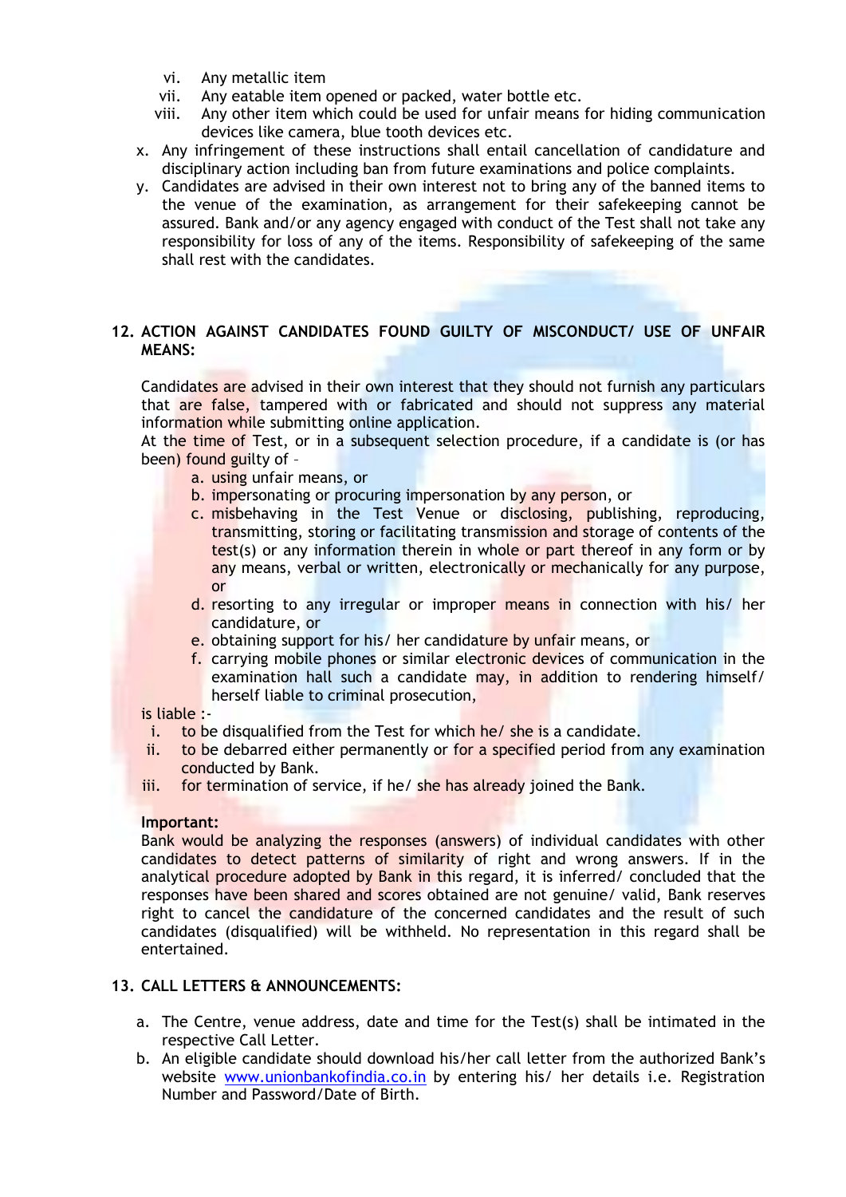vi. Any metallic item
   vii. Any eatable item opened or packed, water bottle etc.
   viii. Any other item which could be used for unfair means for hiding communication devices like camera, blue tooth devices etc.

x. Any infringement of these instructions shall entail cancellation of candidature and disciplinary action including ban from future examinations and police complaints.

y. Candidates are advised in their own interest not to bring any of the banned items to the venue of the examination, as arrangement for their safekeeping cannot be assured. Bank and/or any agency engaged with conduct of the Test shall not take any responsibility for loss of any of the items. Responsibility of safekeeping of the same shall rest with the candidates.

## 12. ACTION AGAINST CANDIDATES FOUND GUILTY OF MISCONDUCT/ USE OF UNFAIR MEANS:

Candidates are advised in their own interest that they should not furnish any particulars that are false, tampered with or fabricated and should not suppress any material information while submitting online application.

At the time of Test, or in a subsequent selection procedure, if a candidate is (or has been) found guilty of –

a. using unfair means, or
b. impersonating or procuring impersonation by any person, or
c. misbehaving in the Test Venue or disclosing, publishing, reproducing, transmitting, storing or facilitating transmission and storage of contents of the test(s) or any information therein in whole or part thereof in any form or by any means, verbal or written, electronically or mechanically for any purpose, or
d. resorting to any irregular or improper means in connection with his/ her candidature, or
e. obtaining support for his/ her candidature by unfair means, or
f. carrying mobile phones or similar electronic devices of communication in the examination hall such a candidate may, in addition to rendering himself/ herself liable to criminal prosecution,

is liable :-

i. to be disqualified from the Test for which he/ she is a candidate.
ii. to be debarred either permanently or for a specified period from any examination conducted by Bank.
iii. for termination of service, if he/ she has already joined the Bank.

**Important:**

Bank would be analyzing the responses (answers) of individual candidates with other candidates to detect patterns of similarity of right and wrong answers. If in the analytical procedure adopted by Bank in this regard, it is inferred/ concluded that the responses have been shared and scores obtained are not genuine/ valid, Bank reserves right to cancel the candidature of the concerned candidates and the result of such candidates (disqualified) will be withheld. No representation in this regard shall be entertained.

## 13. CALL LETTERS & ANNOUNCEMENTS:

a. The Centre, venue address, date and time for the Test(s) shall be intimated in the respective Call Letter.
b. An eligible candidate should download his/her call letter from the authorized Bank's website www.unionbankofindia.co.in by entering his/ her details i.e. Registration Number and Password/Date of Birth.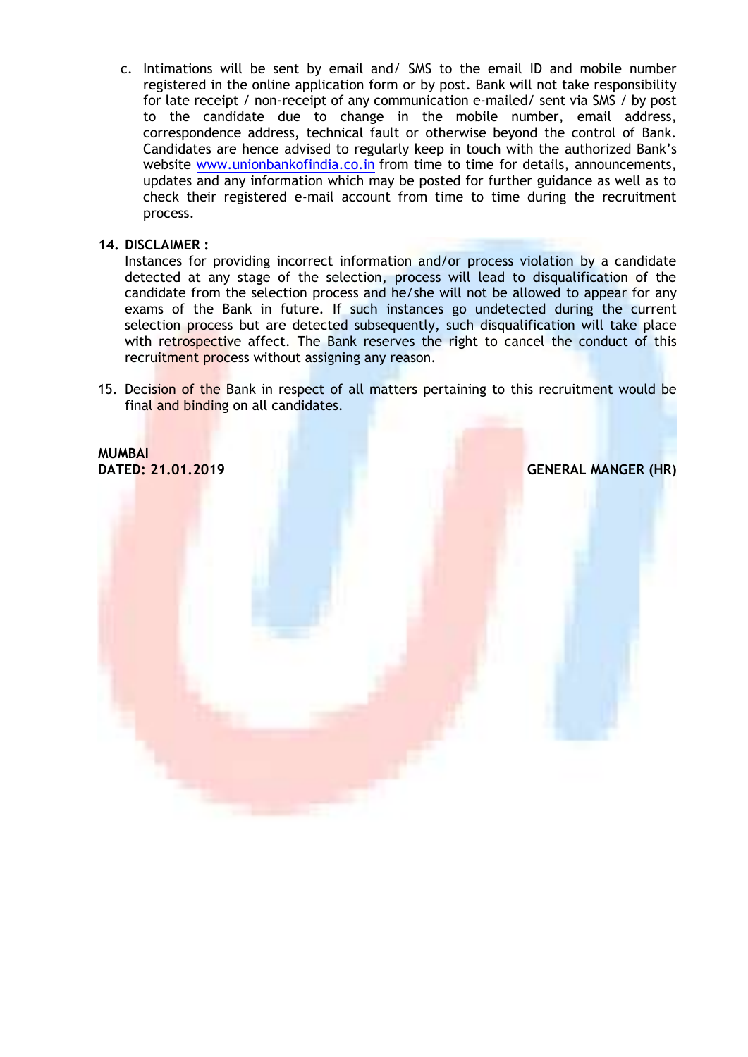c. Intimations will be sent by email and/ SMS to the email ID and mobile number registered in the online application form or by post. Bank will not take responsibility for late receipt / non-receipt of any communication e-mailed/ sent via SMS / by post to the candidate due to change in the mobile number, email address, correspondence address, technical fault or otherwise beyond the control of Bank. Candidates are hence advised to regularly keep in touch with the authorized Bank's website www.unionbankofindia.co.in from time to time for details, announcements, updates and any information which may be posted for further guidance as well as to check their registered e-mail account from time to time during the recruitment process.

**14. DISCLAIMER :**

Instances for providing incorrect information and/or process violation by a candidate detected at any stage of the selection, process will lead to disqualification of the candidate from the selection process and he/she will not be allowed to appear for any exams of the Bank in future. If such instances go undetected during the current selection process but are detected subsequently, such disqualification will take place with retrospective affect. The Bank reserves the right to cancel the conduct of this recruitment process without assigning any reason.

15. Decision of the Bank in respect of all matters pertaining to this recruitment would be final and binding on all candidates.

**MUMBAI**
**DATED: 21.01.2019** **GENERAL MANGER (HR)**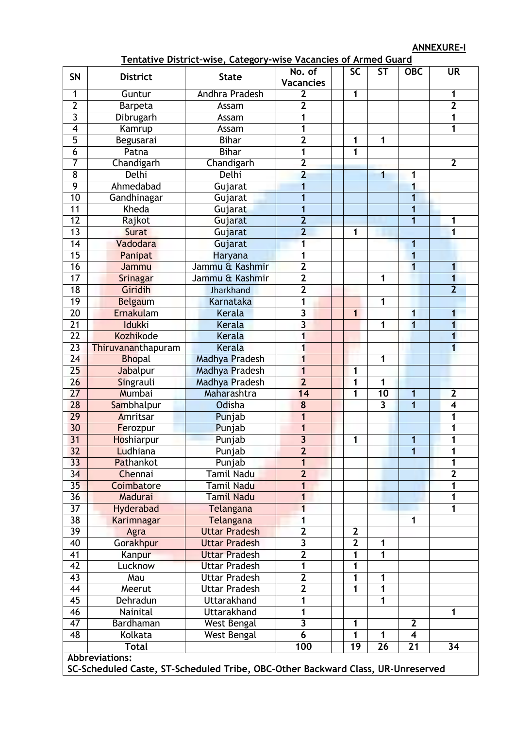**ANNEXURE-I**

**Tentative District-wise, Category-wise Vacancies of Armed Guard**

| SN | District | State | No. of Vacancies | SC | ST | OBC | UR |
|---|---|---|---|---|---|---|---|
| 1 | Guntur | Andhra Pradesh | **2** | **1** | | | **1** |
| 2 | Barpeta | Assam | **2** | | | | **2** |
| 3 | Dibrugarh | Assam | **1** | | | | **1** |
| 4 | Kamrup | Assam | **1** | | | | **1** |
| 5 | Begusarai | Bihar | **2** | **1** | **1** | | |
| 6 | Patna | Bihar | **1** | **1** | | | |
| 7 | Chandigarh | Chandigarh | **2** | | | | **2** |
| 8 | Delhi | Delhi | **2** | | **1** | **1** | |
| 9 | Ahmedabad | Gujarat | **1** | | | **1** | |
| 10 | Gandhinagar | Gujarat | **1** | | | **1** | |
| 11 | Kheda | Gujarat | **1** | | | **1** | |
| 12 | Rajkot | Gujarat | **2** | | | **1** | **1** |
| 13 | Surat | Gujarat | **2** | **1** | | | **1** |
| 14 | Vadodara | Gujarat | **1** | | | **1** | |
| 15 | Panipat | Haryana | **1** | | | **1** | |
| 16 | Jammu | Jammu & Kashmir | **2** | | | **1** | **1** |
| 17 | Srinagar | Jammu & Kashmir | **2** | | **1** | | **1** |
| 18 | Giridih | Jharkhand | **2** | | | | **2** |
| 19 | Belgaum | Karnataka | **1** | | **1** | | |
| 20 | Ernakulam | Kerala | **3** | **1** | | **1** | **1** |
| 21 | Idukki | Kerala | **3** | | **1** | **1** | **1** |
| 22 | Kozhikode | Kerala | **1** | | | | **1** |
| 23 | Thiruvananthapuram | Kerala | **1** | | | | **1** |
| 24 | Bhopal | Madhya Pradesh | **1** | | **1** | | |
| 25 | Jabalpur | Madhya Pradesh | **1** | **1** | | | |
| 26 | Singrauli | Madhya Pradesh | **2** | **1** | **1** | | |
| 27 | Mumbai | Maharashtra | **14** | **1** | **10** | **1** | **2** |
| 28 | Sambhalpur | Odisha | **8** | | **3** | **1** | **4** |
| 29 | Amritsar | Punjab | **1** | | | | **1** |
| 30 | Ferozpur | Punjab | **1** | | | | **1** |
| 31 | Hoshiarpur | Punjab | **3** | **1** | | **1** | **1** |
| 32 | Ludhiana | Punjab | **2** | | | **1** | **1** |
| 33 | Pathankot | Punjab | **1** | | | | **1** |
| 34 | Chennai | Tamil Nadu | **2** | | | | **2** |
| 35 | Coimbatore | Tamil Nadu | **1** | | | | **1** |
| 36 | Madurai | Tamil Nadu | **1** | | | | **1** |
| 37 | Hyderabad | Telangana | **1** | | | | **1** |
| 38 | Karimnagar | Telangana | **1** | | | **1** | |
| 39 | Agra | Uttar Pradesh | **2** | **2** | | | |
| 40 | Gorakhpur | Uttar Pradesh | **3** | **2** | **1** | | |
| 41 | Kanpur | Uttar Pradesh | **2** | **1** | **1** | | |
| 42 | Lucknow | Uttar Pradesh | **1** | **1** | | | |
| 43 | Mau | Uttar Pradesh | **2** | **1** | **1** | | |
| 44 | Meerut | Uttar Pradesh | **2** | **1** | **1** | | |
| 45 | Dehradun | Uttarakhand | **1** | | **1** | | |
| 46 | Nainital | Uttarakhand | **1** | | | | **1** |
| 47 | Bardhaman | West Bengal | **3** | **1** | | **2** | |
| 48 | Kolkata | West Bengal | **6** | **1** | **1** | **4** | |
| | **Total** | | **100** | **19** | **26** | **21** | **34** |

**Abbreviations:**
**SC-Scheduled Caste, ST-Scheduled Tribe, OBC-Other Backward Class, UR-Unreserved**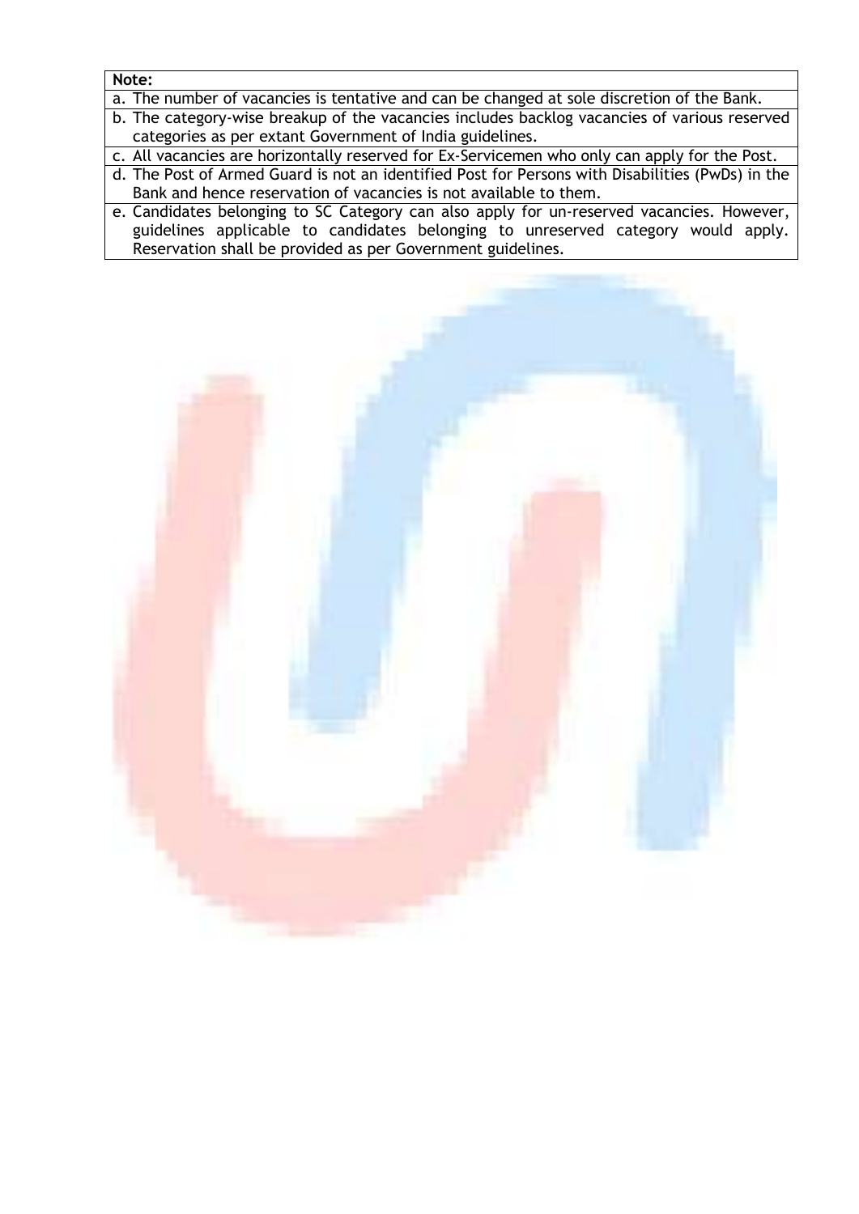| Note: |
| --- |
| a. The number of vacancies is tentative and can be changed at sole discretion of the Bank. |
| b. The category-wise breakup of the vacancies includes backlog vacancies of various reserved categories as per extant Government of India guidelines. |
| c. All vacancies are horizontally reserved for Ex-Servicemen who only can apply for the Post. |
| d. The Post of Armed Guard is not an identified Post for Persons with Disabilities (PwDs) in the Bank and hence reservation of vacancies is not available to them. |
| e. Candidates belonging to SC Category can also apply for un-reserved vacancies. However, guidelines applicable to candidates belonging to unreserved category would apply. Reservation shall be provided as per Government guidelines. |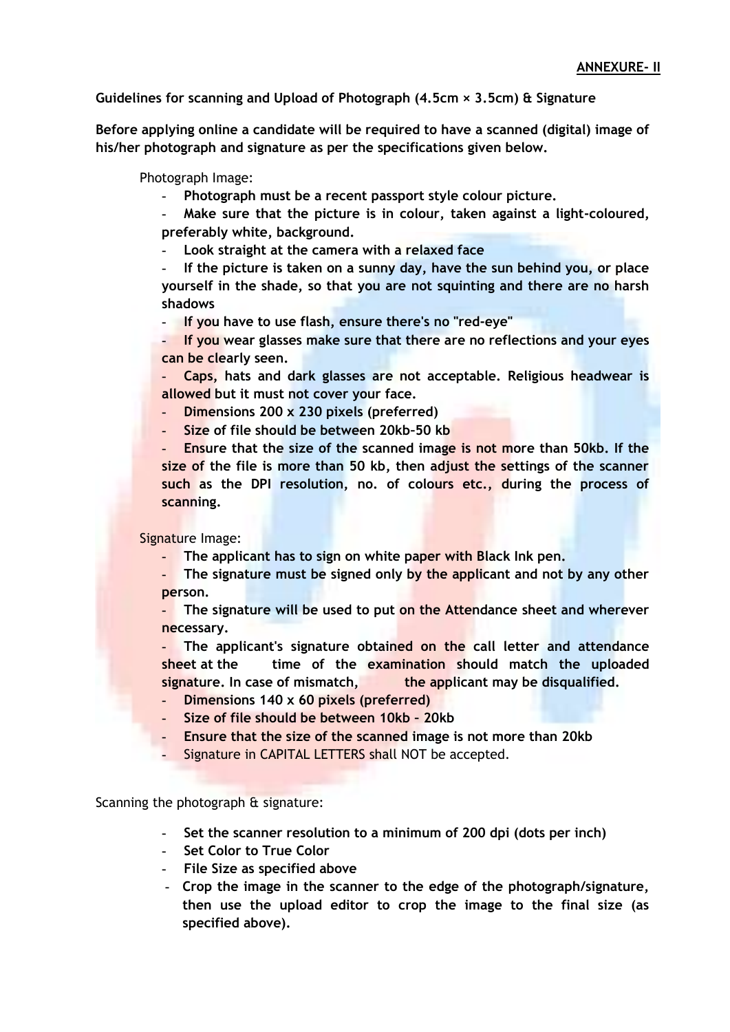**ANNEXURE- II**

**Guidelines for scanning and Upload of Photograph (4.5cm × 3.5cm) & Signature**

**Before applying online a candidate will be required to have a scanned (digital) image of his/her photograph and signature as per the specifications given below.**

Photograph Image:

- **Photograph must be a recent passport style colour picture.**
- **Make sure that the picture is in colour, taken against a light-coloured, preferably white, background.**
- **Look straight at the camera with a relaxed face**
- **If the picture is taken on a sunny day, have the sun behind you, or place yourself in the shade, so that you are not squinting and there are no harsh shadows**
- **If you have to use flash, ensure there's no "red-eye"**
- **If you wear glasses make sure that there are no reflections and your eyes can be clearly seen.**
- **Caps, hats and dark glasses are not acceptable. Religious headwear is allowed but it must not cover your face.**
- **Dimensions 200 x 230 pixels (preferred)**
- **Size of file should be between 20kb–50 kb**
- **Ensure that the size of the scanned image is not more than 50kb. If the size of the file is more than 50 kb, then adjust the settings of the scanner such as the DPI resolution, no. of colours etc., during the process of scanning.**

Signature Image:

- **The applicant has to sign on white paper with Black Ink pen.**
- **The signature must be signed only by the applicant and not by any other person.**
- **The signature will be used to put on the Attendance sheet and wherever necessary.**
- **The applicant's signature obtained on the call letter and attendance sheet at the time of the examination should match the uploaded signature. In case of mismatch, the applicant may be disqualified.**
- **Dimensions 140 x 60 pixels (preferred)**
- **Size of file should be between 10kb – 20kb**
- **Ensure that the size of the scanned image is not more than 20kb**
- Signature in CAPITAL LETTERS shall NOT be accepted.

Scanning the photograph & signature:

- **Set the scanner resolution to a minimum of 200 dpi (dots per inch)**
- **Set Color to True Color**
- **File Size as specified above**
- **Crop the image in the scanner to the edge of the photograph/signature, then use the upload editor to crop the image to the final size (as specified above).**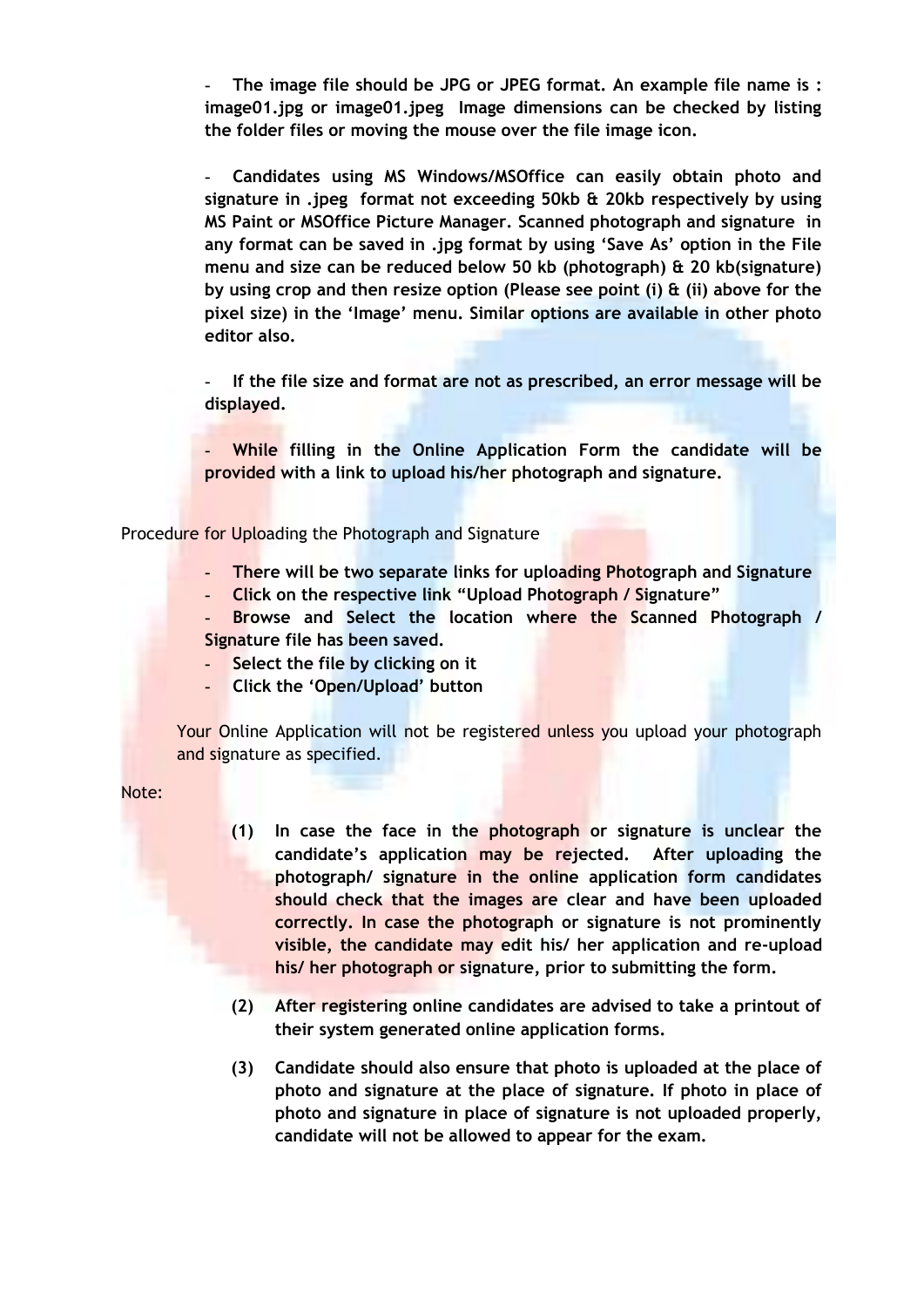- **The image file should be JPG or JPEG format. An example file name is : image01.jpg or image01.jpeg Image dimensions can be checked by listing the folder files or moving the mouse over the file image icon.**

- **Candidates using MS Windows/MSOffice can easily obtain photo and signature in .jpeg format not exceeding 50kb & 20kb respectively by using MS Paint or MSOffice Picture Manager. Scanned photograph and signature in any format can be saved in .jpg format by using 'Save As' option in the File menu and size can be reduced below 50 kb (photograph) & 20 kb(signature) by using crop and then resize option (Please see point (i) & (ii) above for the pixel size) in the 'Image' menu. Similar options are available in other photo editor also.**

- **If the file size and format are not as prescribed, an error message will be displayed.**

- **While filling in the Online Application Form the candidate will be provided with a link to upload his/her photograph and signature.**

Procedure for Uploading the Photograph and Signature

- **There will be two separate links for uploading Photograph and Signature**
- **Click on the respective link "Upload Photograph / Signature"**
- **Browse and Select the location where the Scanned Photograph / Signature file has been saved.**
- **Select the file by clicking on it**
- **Click the 'Open/Upload' button**

Your Online Application will not be registered unless you upload your photograph and signature as specified.

Note:

(1) **In case the face in the photograph or signature is unclear the candidate's application may be rejected. After uploading the photograph/ signature in the online application form candidates should check that the images are clear and have been uploaded correctly. In case the photograph or signature is not prominently visible, the candidate may edit his/ her application and re-upload his/ her photograph or signature, prior to submitting the form.**

(2) **After registering online candidates are advised to take a printout of their system generated online application forms.**

(3) **Candidate should also ensure that photo is uploaded at the place of photo and signature at the place of signature. If photo in place of photo and signature in place of signature is not uploaded properly, candidate will not be allowed to appear for the exam.**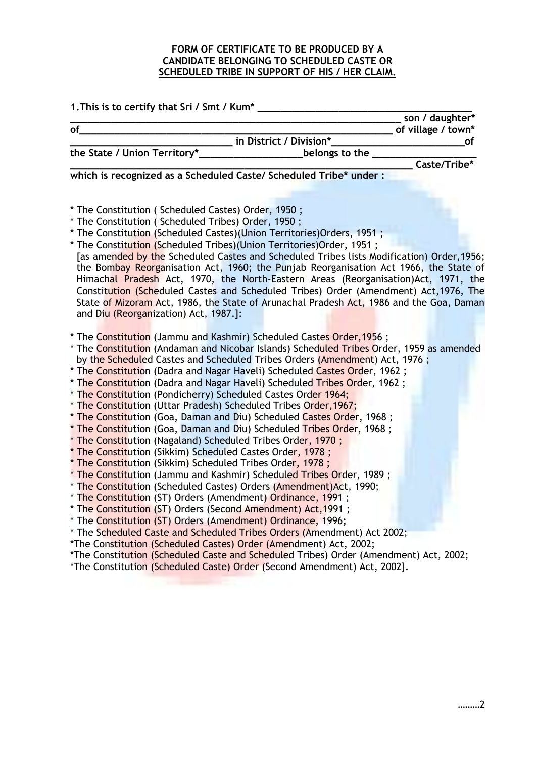**FORM OF CERTIFICATE TO BE PRODUCED BY A CANDIDATE BELONGING TO SCHEDULED CASTE OR SCHEDULED TRIBE IN SUPPORT OF HIS / HER CLAIM.**

**1.This is to certify that Sri / Smt / Kum* ________________________________________ _________________________________________________________________ son / daughter* of_______________________________________________________________ of village / town* ______________________________ in District / Division*_________________________of the State / Union Territory*___________________belongs to the ___________________ ____________________________________________________________________ Caste/Tribe* which is recognized as a Scheduled Caste/ Scheduled Tribe* under :**

* The Constitution ( Scheduled Castes) Order, 1950 ;
* The Constitution ( Scheduled Tribes) Order, 1950 ;
* The Constitution (Scheduled Castes)(Union Territories)Orders, 1951 ;
* The Constitution (Scheduled Tribes)(Union Territories)Order, 1951 ;
  [as amended by the Scheduled Castes and Scheduled Tribes lists Modification) Order,1956; the Bombay Reorganisation Act, 1960; the Punjab Reorganisation Act 1966, the State of Himachal Pradesh Act, 1970, the North-Eastern Areas (Reorganisation)Act, 1971, the Constitution (Scheduled Castes and Scheduled Tribes) Order (Amendment) Act,1976, The State of Mizoram Act, 1986, the State of Arunachal Pradesh Act, 1986 and the Goa, Daman and Diu (Reorganization) Act, 1987.]:

* The Constitution (Jammu and Kashmir) Scheduled Castes Order,1956 ;
* The Constitution (Andaman and Nicobar Islands) Scheduled Tribes Order, 1959 as amended by the Scheduled Castes and Scheduled Tribes Orders (Amendment) Act, 1976 ;
* The Constitution (Dadra and Nagar Haveli) Scheduled Castes Order, 1962 ;
* The Constitution (Dadra and Nagar Haveli) Scheduled Tribes Order, 1962 ;
* The Constitution (Pondicherry) Scheduled Castes Order 1964;
* The Constitution (Uttar Pradesh) Scheduled Tribes Order,1967;
* The Constitution (Goa, Daman and Diu) Scheduled Castes Order, 1968 ;
* The Constitution (Goa, Daman and Diu) Scheduled Tribes Order, 1968 ;
* The Constitution (Nagaland) Scheduled Tribes Order, 1970 ;
* The Constitution (Sikkim) Scheduled Castes Order, 1978 ;
* The Constitution (Sikkim) Scheduled Tribes Order, 1978 ;
* The Constitution (Jammu and Kashmir) Scheduled Tribes Order, 1989 ;
* The Constitution (Scheduled Castes) Orders (Amendment)Act, 1990;
* The Constitution (ST) Orders (Amendment) Ordinance, 1991 ;
* The Constitution (ST) Orders (Second Amendment) Act,1991 ;
* The Constitution (ST) Orders (Amendment) Ordinance, 1996;
* The Scheduled Caste and Scheduled Tribes Orders (Amendment) Act 2002;
* The Constitution (Scheduled Castes) Order (Amendment) Act, 2002;
* The Constitution (Scheduled Caste and Scheduled Tribes) Order (Amendment) Act, 2002;
* The Constitution (Scheduled Caste) Order (Second Amendment) Act, 2002].

………2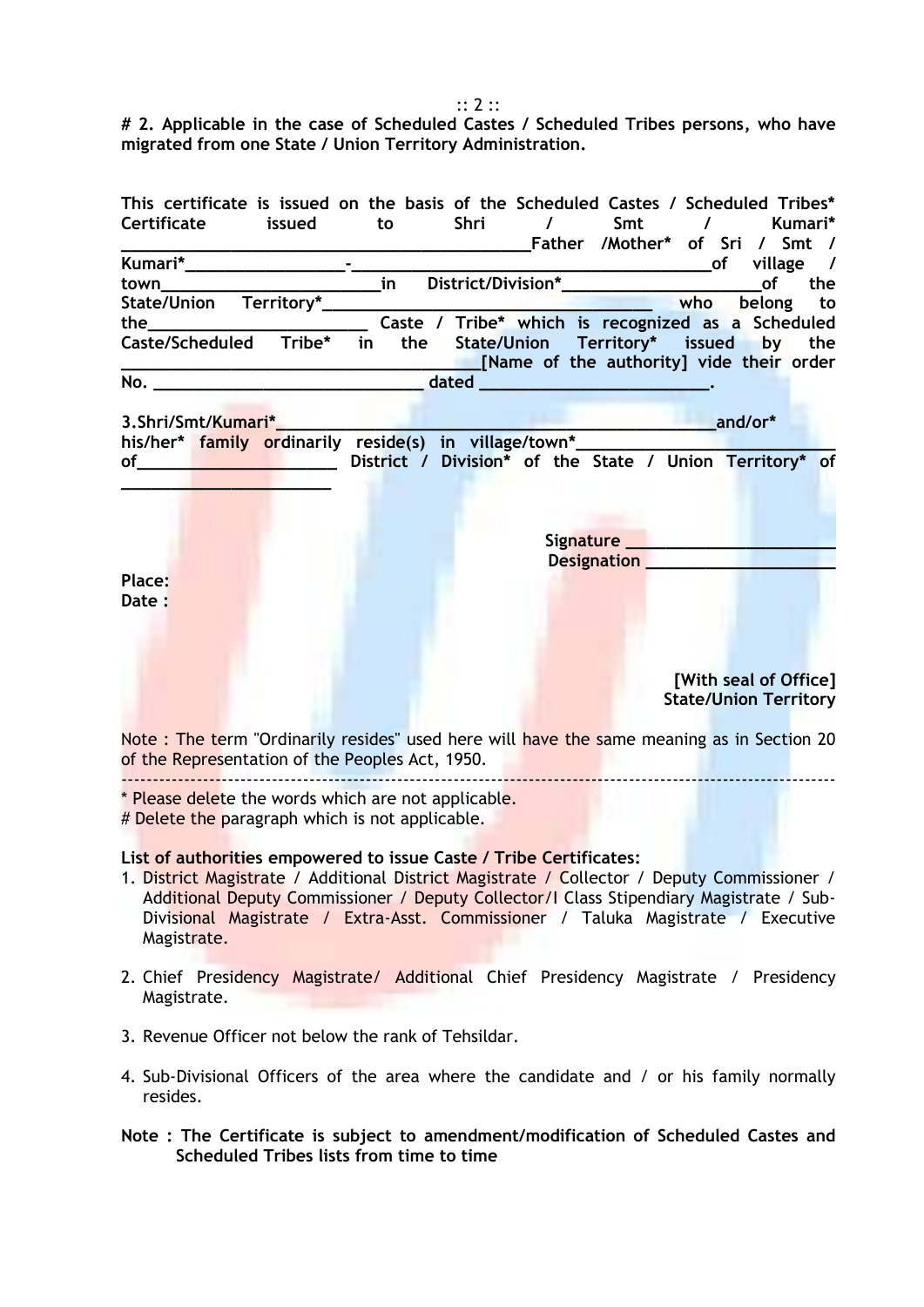**# 2. Applicable in the case of Scheduled Castes / Scheduled Tribes persons, who have migrated from one State / Union Territory Administration.**

**This certificate is issued on the basis of the Scheduled Castes / Scheduled Tribes* Certificate issued to Shri / Smt / Kumari* ____________________________________________Father /Mother* of Sri / Smt / Kumari*_________________-_____________________________________of village / town_______________________in District/Division*_____________________of the State/Union Territory*______________________________ who belong to the_______________________ Caste / Tribe* which is recognized as a Scheduled Caste/Scheduled Tribe* in the State/Union Territory* issued by the ____________________________________[Name of the authority] vide their order No. ___________________________ dated _______________________.**

**3.Shri/Smt/Kumari*_____________________________________________and/or* his/her* family ordinarily reside(s) in village/town*__________________________ of_____________________ District / Division* of the State / Union Territory* of ______________________**

**Signature ______________________**
**Designation ____________________**

**Place:**
**Date :**

**[With seal of Office]**
**State/Union Territory**

Note : The term "Ordinarily resides" used here will have the same meaning as in Section 20 of the Representation of the Peoples Act, 1950.

---

* Please delete the words which are not applicable.
# Delete the paragraph which is not applicable.

**List of authorities empowered to issue Caste / Tribe Certificates:**

1. District Magistrate / Additional District Magistrate / Collector / Deputy Commissioner / Additional Deputy Commissioner / Deputy Collector/I Class Stipendiary Magistrate / Sub-Divisional Magistrate / Extra-Asst. Commissioner / Taluka Magistrate / Executive Magistrate.
2. Chief Presidency Magistrate/ Additional Chief Presidency Magistrate / Presidency Magistrate.
3. Revenue Officer not below the rank of Tehsildar.
4. Sub-Divisional Officers of the area where the candidate and / or his family normally resides.

**Note : The Certificate is subject to amendment/modification of Scheduled Castes and Scheduled Tribes lists from time to time**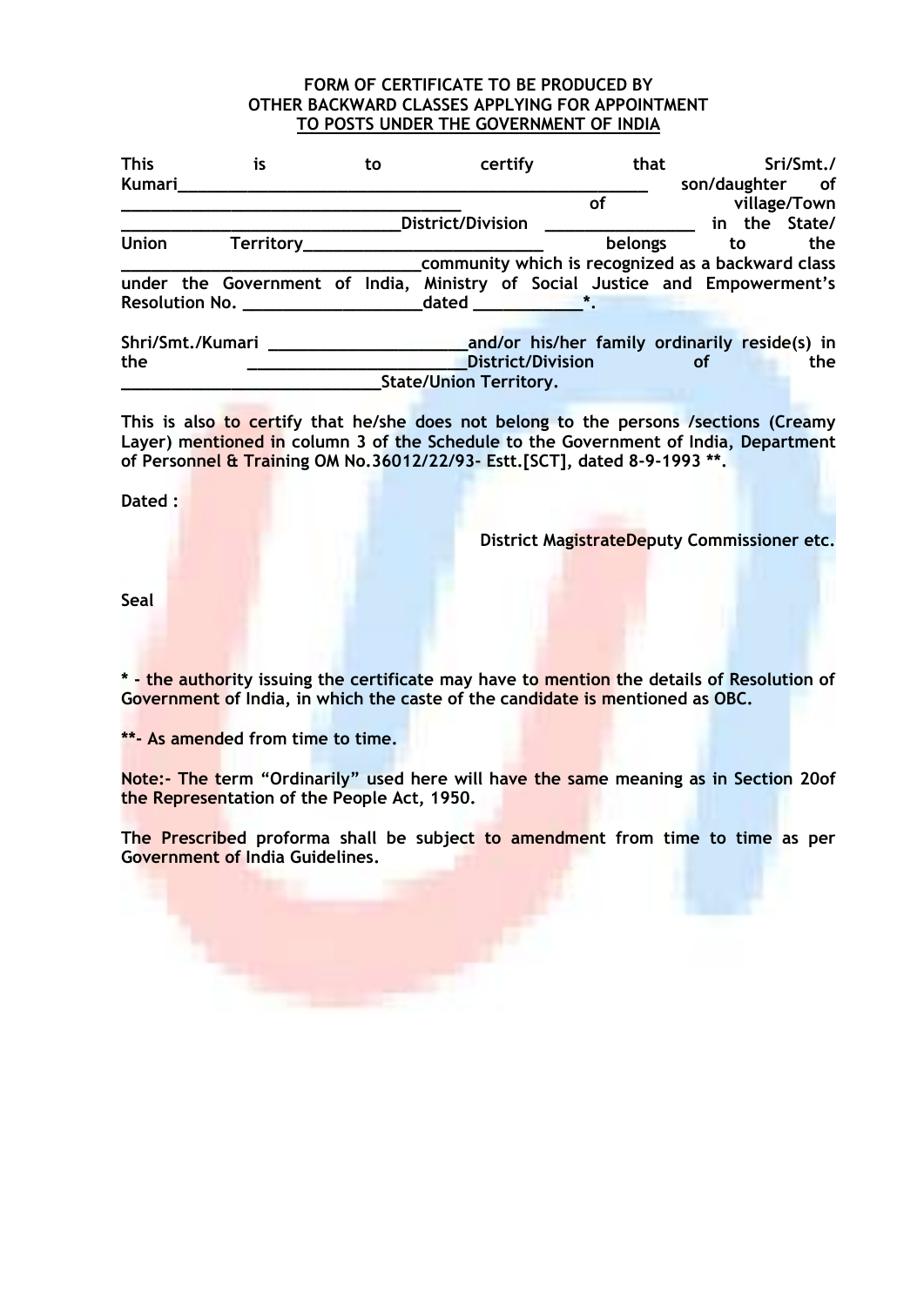**FORM OF CERTIFICATE TO BE PRODUCED BY OTHER BACKWARD CLASSES APPLYING FOR APPOINTMENT TO POSTS UNDER THE GOVERNMENT OF INDIA**

**This is to certify that Sri/Smt./Kumari_____________________________________________________ son/daughter of ____________________________________ of village/Town ______________________________District/Division ________________ in the State/ Union Territory________________________ belongs to the ________________________________community which is recognized as a backward class under the Government of India, Ministry of Social Justice and Empowerment's Resolution No. ___________________dated ___________*.**

**Shri/Smt./Kumari _____________________and/or his/her family ordinarily reside(s) in the ______________________District/Division of the ____________________________State/Union Territory.**

**This is also to certify that he/she does not belong to the persons /sections (Creamy Layer) mentioned in column 3 of the Schedule to the Government of India, Department of Personnel & Training OM No.36012/22/93- Estt.[SCT], dated 8-9-1993 **.**

**Dated :**

**District MagistrateDeputy Commissioner etc.**

**Seal**

*** - the authority issuing the certificate may have to mention the details of Resolution of Government of India, in which the caste of the candidate is mentioned as OBC.**

****- As amended from time to time.**

**Note:- The term "Ordinarily" used here will have the same meaning as in Section 20of the Representation of the People Act, 1950.**

**The Prescribed proforma shall be subject to amendment from time to time as per Government of India Guidelines.**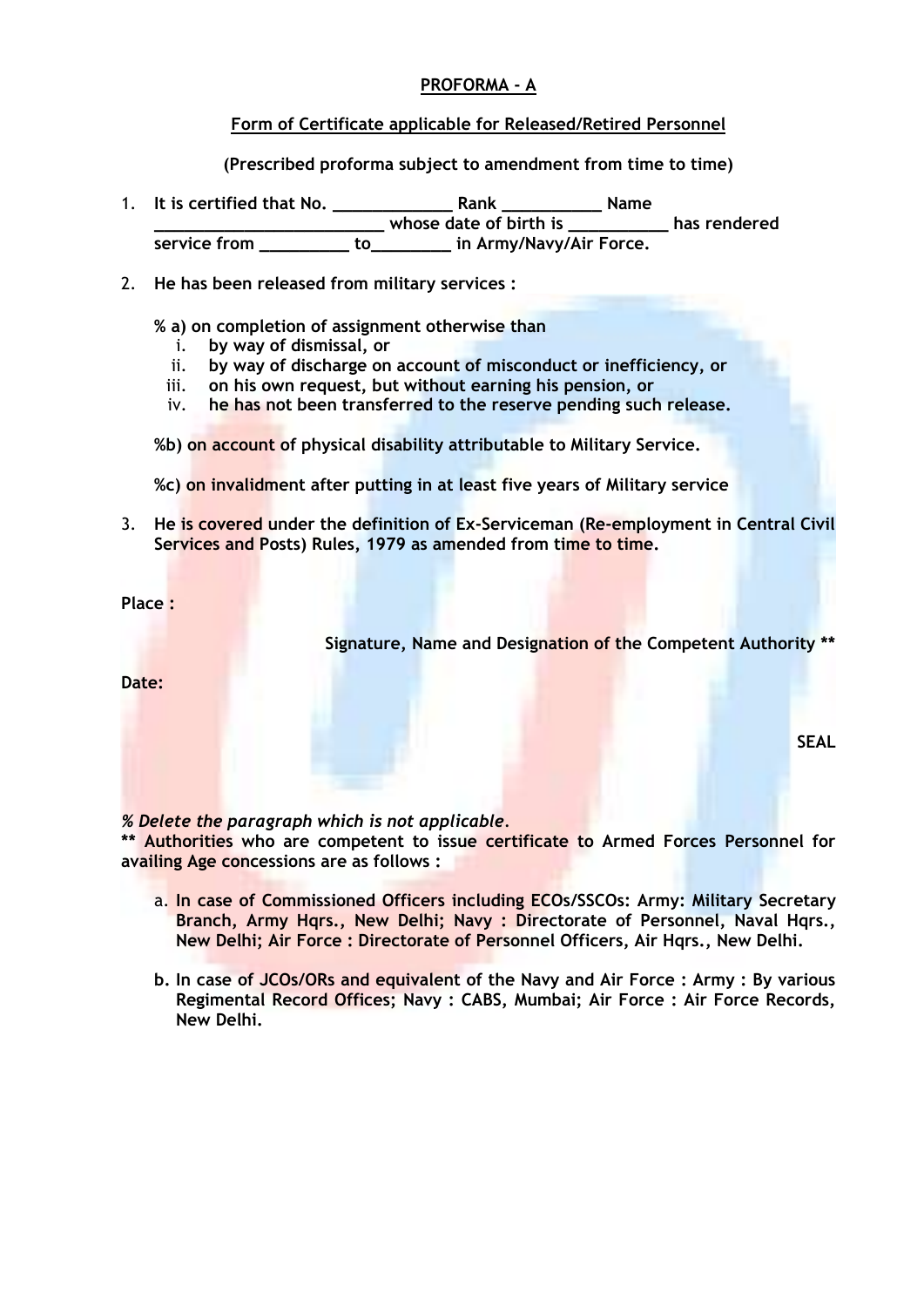**PROFORMA – A**

**Form of Certificate applicable for Released/Retired Personnel**

**(Prescribed proforma subject to amendment from time to time)**

1. **It is certified that No. _____________ Rank ___________ Name _________________________ whose date of birth is ___________ has rendered service from __________ to_________ in Army/Navy/Air Force.**

2. **He has been released from military services :**

   **% a) on completion of assignment otherwise than**
   1. **by way of dismissal, or**
   2. **by way of discharge on account of misconduct or inefficiency, or**
   3. **on his own request, but without earning his pension, or**
   4. **he has not been transferred to the reserve pending such release.**

   **%b) on account of physical disability attributable to Military Service.**

   **%c) on invalidment after putting in at least five years of Military service**

3. **He is covered under the definition of Ex-Serviceman (Re-employment in Central Civil Services and Posts) Rules, 1979 as amended from time to time.**

**Place :**

**Signature, Name and Designation of the Competent Authority ****

**Date:**

**SEAL**

*% Delete the paragraph which is not applicable.*

**** Authorities who are competent to issue certificate to Armed Forces Personnel for availing Age concessions are as follows :**

a. **In case of Commissioned Officers including ECOs/SSCOs: Army: Military Secretary Branch, Army Hqrs., New Delhi; Navy : Directorate of Personnel, Naval Hqrs., New Delhi; Air Force : Directorate of Personnel Officers, Air Hqrs., New Delhi.**

b. **In case of JCOs/ORs and equivalent of the Navy and Air Force : Army : By various Regimental Record Offices; Navy : CABS, Mumbai; Air Force : Air Force Records, New Delhi.**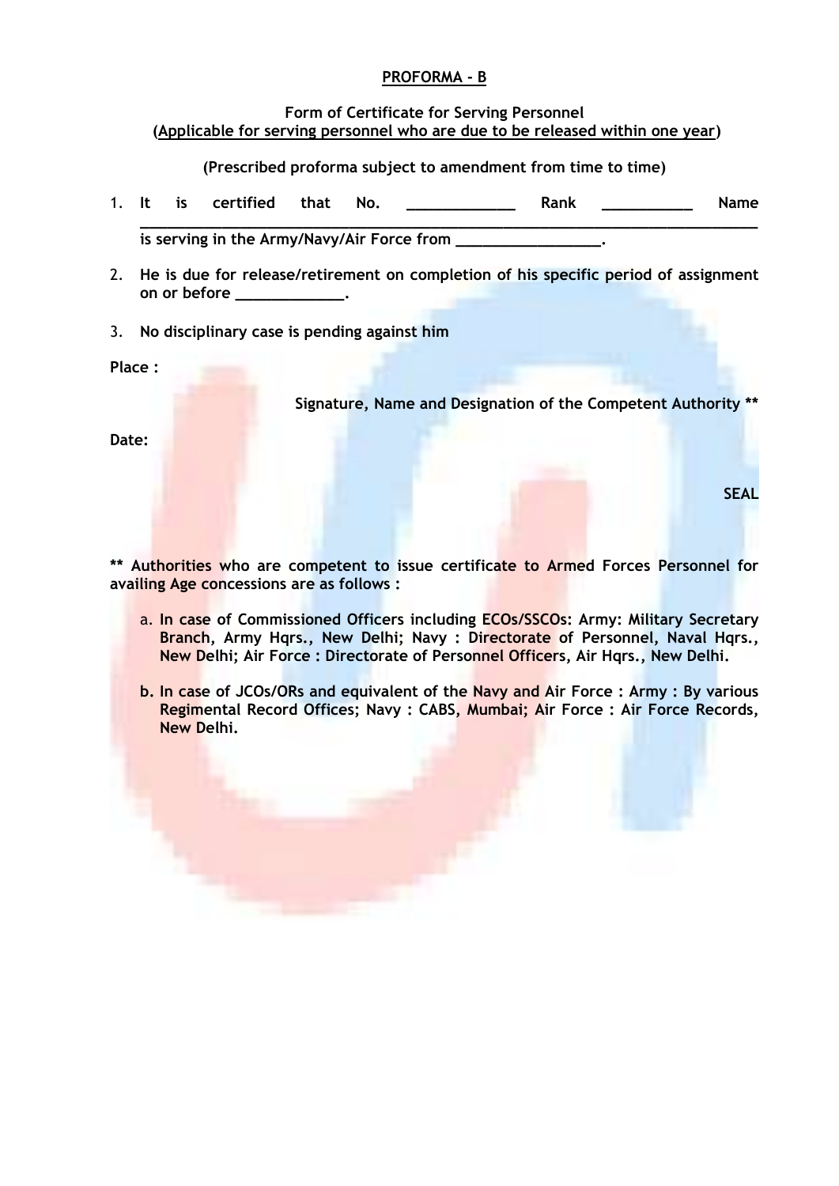**PROFORMA - B**

**Form of Certificate for Serving Personnel**
**(Applicable for serving personnel who are due to be released within one year)**

**(Prescribed proforma subject to amendment from time to time)**

1. **It is certified that No. _____________ Rank __________ Name _____________________________________________________________________________ is serving in the Army/Navy/Air Force from _________________.**

2. **He is due for release/retirement on completion of his specific period of assignment on or before _____________.**

3. **No disciplinary case is pending against him**

**Place :**

**Signature, Name and Designation of the Competent Authority ****

**Date:**

**SEAL**

**** Authorities who are competent to issue certificate to Armed Forces Personnel for availing Age concessions are as follows :**

a. **In case of Commissioned Officers including ECOs/SSCOs: Army: Military Secretary Branch, Army Hqrs., New Delhi; Navy : Directorate of Personnel, Naval Hqrs., New Delhi; Air Force : Directorate of Personnel Officers, Air Hqrs., New Delhi.**

b. **In case of JCOs/ORs and equivalent of the Navy and Air Force : Army : By various Regimental Record Offices; Navy : CABS, Mumbai; Air Force : Air Force Records, New Delhi.**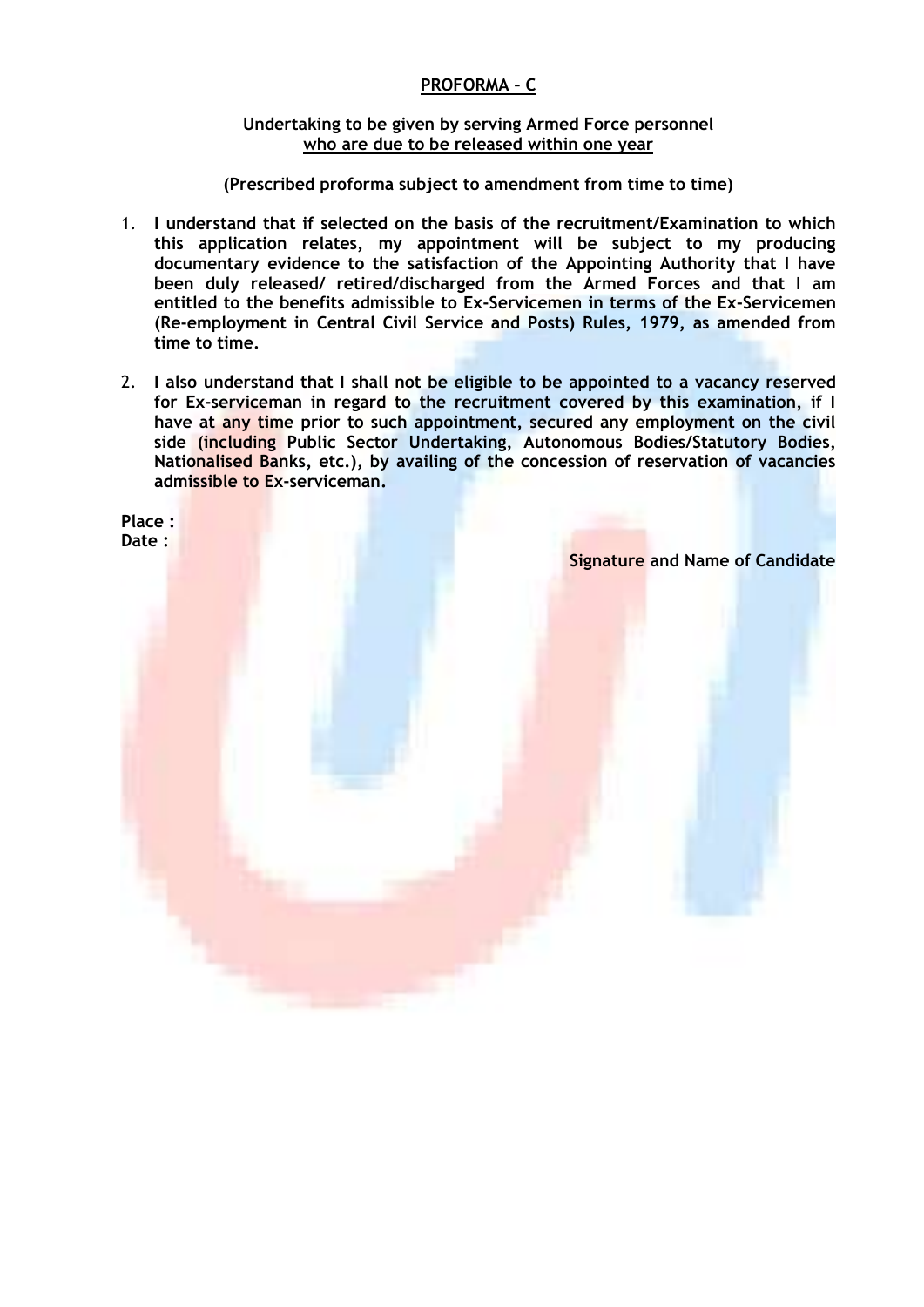## PROFORMA – C

**Undertaking to be given by serving Armed Force personnel**
**who are due to be released within one year**

**(Prescribed proforma subject to amendment from time to time)**

1. **I understand that if selected on the basis of the recruitment/Examination to which this application relates, my appointment will be subject to my producing documentary evidence to the satisfaction of the Appointing Authority that I have been duly released/ retired/discharged from the Armed Forces and that I am entitled to the benefits admissible to Ex-Servicemen in terms of the Ex-Servicemen (Re-employment in Central Civil Service and Posts) Rules, 1979, as amended from time to time.**

2. **I also understand that I shall not be eligible to be appointed to a vacancy reserved for Ex-serviceman in regard to the recruitment covered by this examination, if I have at any time prior to such appointment, secured any employment on the civil side (including Public Sector Undertaking, Autonomous Bodies/Statutory Bodies, Nationalised Banks, etc.), by availing of the concession of reservation of vacancies admissible to Ex-serviceman.**

**Place :**
**Date :**

**Signature and Name of Candidate**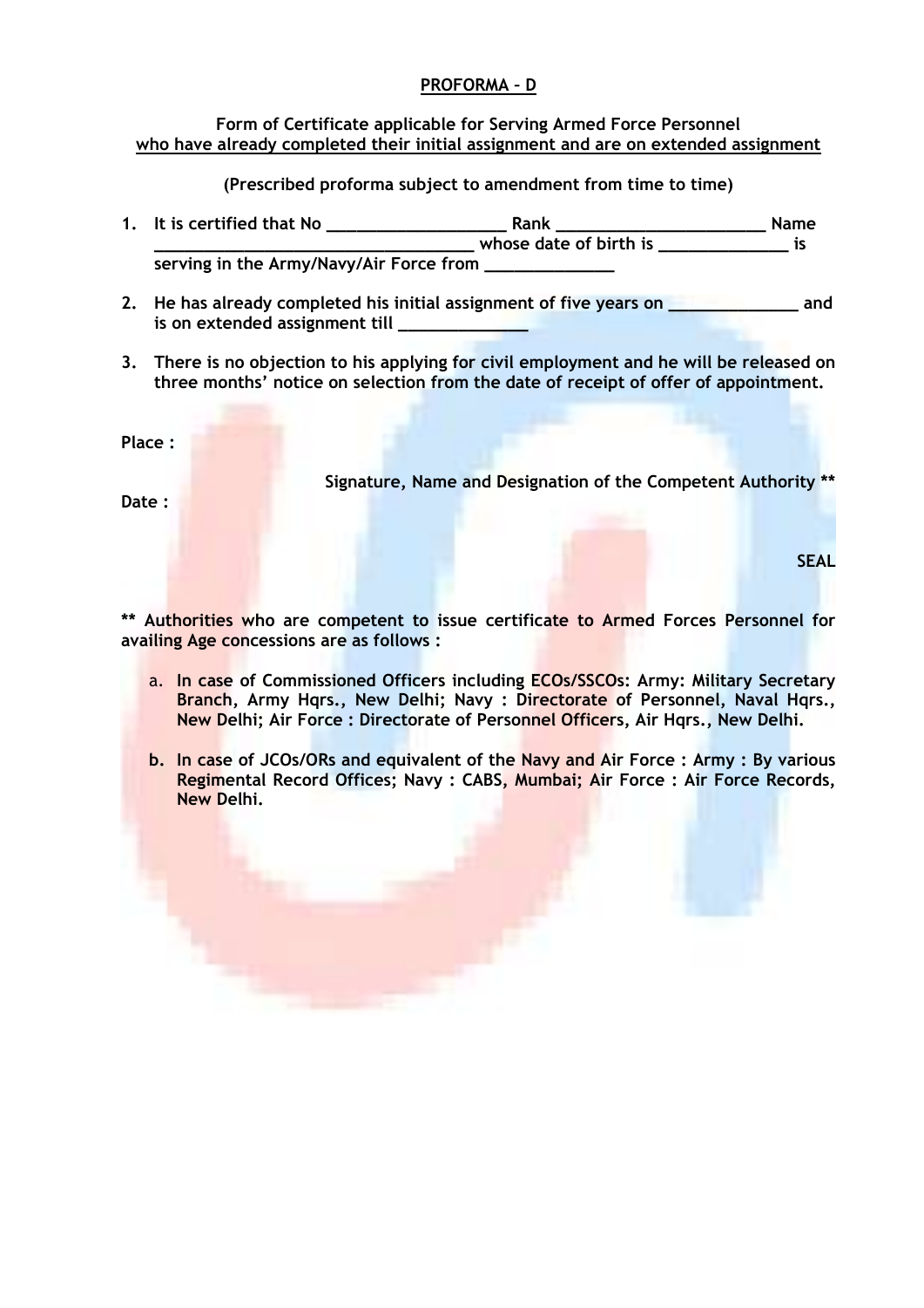**PROFORMA – D**

**Form of Certificate applicable for Serving Armed Force Personnel**
**who have already completed their initial assignment and are on extended assignment**

**(Prescribed proforma subject to amendment from time to time)**

1. **It is certified that No ____________________ Rank _______________________ Name __________________________________ whose date of birth is ______________ is serving in the Army/Navy/Air Force from ______________**

2. **He has already completed his initial assignment of five years on ______________ and is on extended assignment till ______________**

3. **There is no objection to his applying for civil employment and he will be released on three months' notice on selection from the date of receipt of offer of appointment.**

**Place :**

**Signature, Name and Designation of the Competent Authority ****

**Date :**

**SEAL**

**** Authorities who are competent to issue certificate to Armed Forces Personnel for availing Age concessions are as follows :**

a. **In case of Commissioned Officers including ECOs/SSCOs: Army: Military Secretary Branch, Army Hqrs., New Delhi; Navy : Directorate of Personnel, Naval Hqrs., New Delhi; Air Force : Directorate of Personnel Officers, Air Hqrs., New Delhi.**

b. **In case of JCOs/ORs and equivalent of the Navy and Air Force : Army : By various Regimental Record Offices; Navy : CABS, Mumbai; Air Force : Air Force Records, New Delhi.**